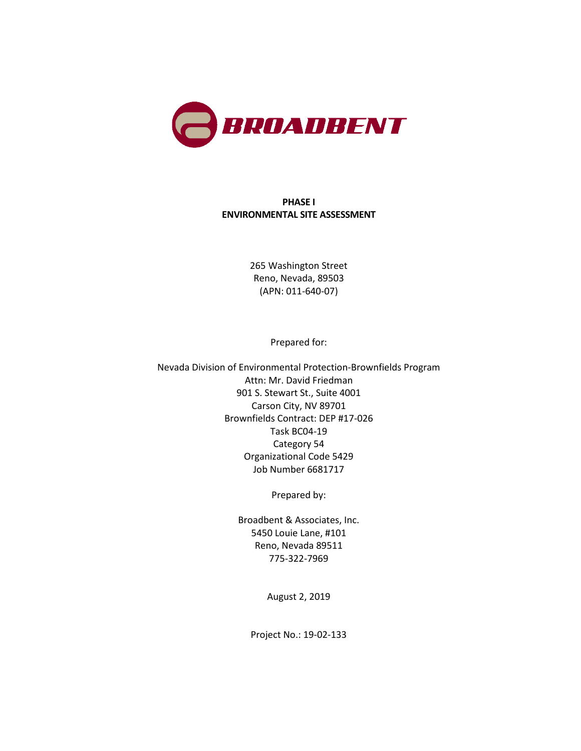BROADBENT

# PHASE I ENVIRONMENTAL SITE ASSESSMENT

265 Washington Street
Reno, Nevada, 89503
(APN: 011-640-07)

Prepared for:

Nevada Division of Environmental Protection-Brownfields Program
Attn: Mr. David Friedman
901 S. Stewart St., Suite 4001
Carson City, NV 89701
Brownfields Contract: DEP #17-026
Task BC04-19
Category 54
Organizational Code 5429
Job Number 6681717

Prepared by:

Broadbent & Associates, Inc.
5450 Louie Lane, #101
Reno, Nevada 89511
775-322-7969

August 2, 2019

Project No.: 19-02-133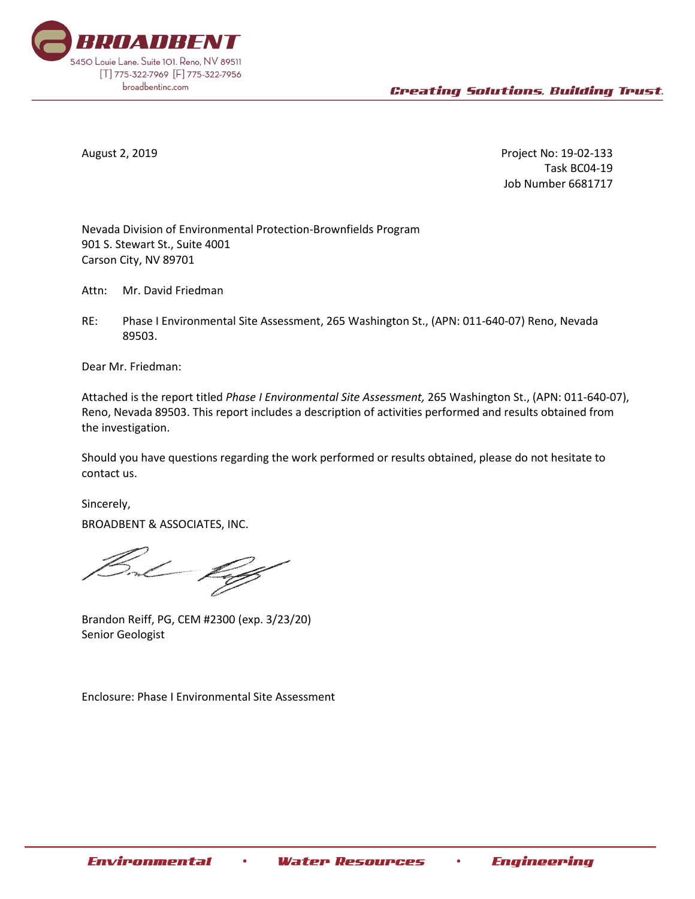**BROADBENT**
5450 Louie Lane. Suite 101. Reno, NV 89511
[T] 775-322-7969 [F] 775-322-7956
broadbentinc.com

*Creating Solutions, Building Trust.*

August 2, 2019

Project No: 19-02-133
Task BC04-19
Job Number 6681717

Nevada Division of Environmental Protection-Brownfields Program
901 S. Stewart St., Suite 4001
Carson City, NV 89701

Attn: Mr. David Friedman

RE: Phase I Environmental Site Assessment, 265 Washington St., (APN: 011-640-07) Reno, Nevada 89503.

Dear Mr. Friedman:

Attached is the report titled *Phase I Environmental Site Assessment,* 265 Washington St., (APN: 011-640-07), Reno, Nevada 89503. This report includes a description of activities performed and results obtained from the investigation.

Should you have questions regarding the work performed or results obtained, please do not hesitate to contact us.

Sincerely,

BROADBENT & ASSOCIATES, INC.

Brandon Reiff, PG, CEM #2300 (exp. 3/23/20)
Senior Geologist

Enclosure: Phase I Environmental Site Assessment

*Environmental • Water Resources • Engineering*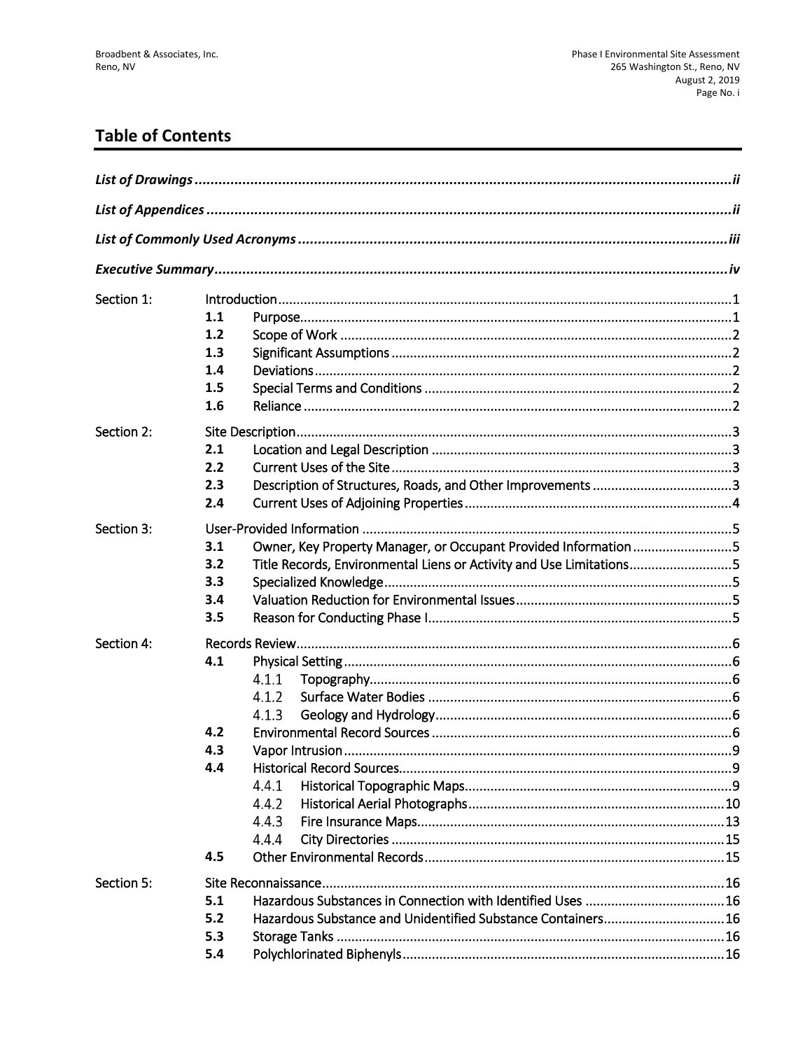## Table of Contents

***List of Drawings*** ................................................................ ***ii***

***List of Appendices*** ................................................................ ***ii***

***List of Commonly Used Acronyms*** ................................................................ ***iii***

***Executive Summary*** ................................................................ ***iv***

Section 1: Introduction ................................................................ 1
- **1.1** Purpose ................................................................ 1
- **1.2** Scope of Work ................................................................ 2
- **1.3** Significant Assumptions ................................................................ 2
- **1.4** Deviations ................................................................ 2
- **1.5** Special Terms and Conditions ................................................................ 2
- **1.6** Reliance ................................................................ 2

Section 2: Site Description ................................................................ 3
- **2.1** Location and Legal Description ................................................................ 3
- **2.2** Current Uses of the Site ................................................................ 3
- **2.3** Description of Structures, Roads, and Other Improvements ................................................................ 3
- **2.4** Current Uses of Adjoining Properties ................................................................ 4

Section 3: User-Provided Information ................................................................ 5
- **3.1** Owner, Key Property Manager, or Occupant Provided Information ................................................................ 5
- **3.2** Title Records, Environmental Liens or Activity and Use Limitations ................................................................ 5
- **3.3** Specialized Knowledge ................................................................ 5
- **3.4** Valuation Reduction for Environmental Issues ................................................................ 5
- **3.5** Reason for Conducting Phase I ................................................................ 5

Section 4: Records Review ................................................................ 6
- **4.1** Physical Setting ................................................................ 6
  - 4.1.1 Topography ................................................................ 6
  - 4.1.2 Surface Water Bodies ................................................................ 6
  - 4.1.3 Geology and Hydrology ................................................................ 6
- **4.2** Environmental Record Sources ................................................................ 6
- **4.3** Vapor Intrusion ................................................................ 9
- **4.4** Historical Record Sources ................................................................ 9
  - 4.4.1 Historical Topographic Maps ................................................................ 9
  - 4.4.2 Historical Aerial Photographs ................................................................ 10
  - 4.4.3 Fire Insurance Maps ................................................................ 13
  - 4.4.4 City Directories ................................................................ 15
- **4.5** Other Environmental Records ................................................................ 15

Section 5: Site Reconnaissance ................................................................ 16
- **5.1** Hazardous Substances in Connection with Identified Uses ................................................................ 16
- **5.2** Hazardous Substance and Unidentified Substance Containers ................................................................ 16
- **5.3** Storage Tanks ................................................................ 16
- **5.4** Polychlorinated Biphenyls ................................................................ 16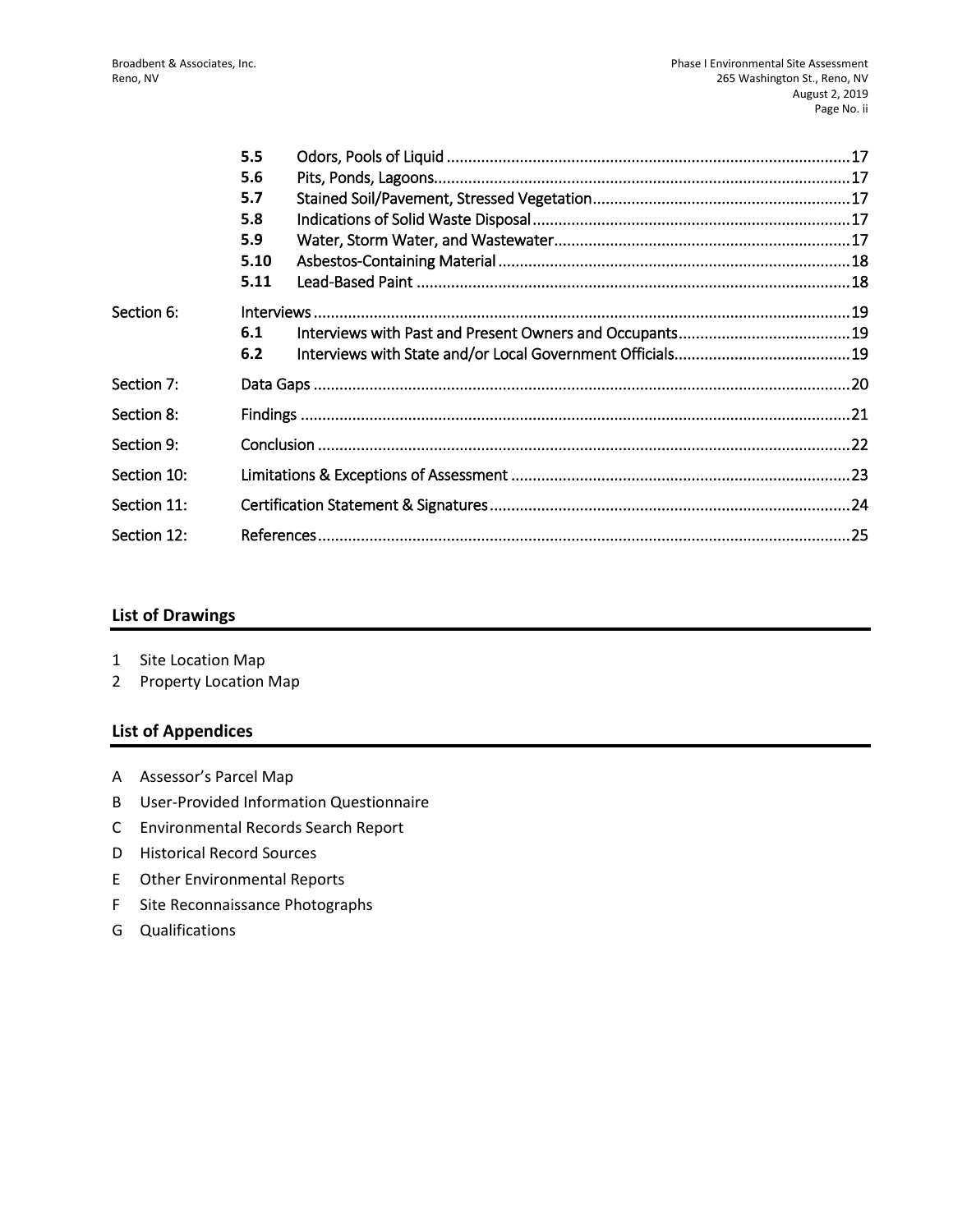| | | | |
|---|---|---|---|
| | **5.5** | Odors, Pools of Liquid | 17 |
| | **5.6** | Pits, Ponds, Lagoons | 17 |
| | **5.7** | Stained Soil/Pavement, Stressed Vegetation | 17 |
| | **5.8** | Indications of Solid Waste Disposal | 17 |
| | **5.9** | Water, Storm Water, and Wastewater | 17 |
| | **5.10** | Asbestos-Containing Material | 18 |
| | **5.11** | Lead-Based Paint | 18 |
| Section 6: | Interviews | | 19 |
| | **6.1** | Interviews with Past and Present Owners and Occupants | 19 |
| | **6.2** | Interviews with State and/or Local Government Officials | 19 |
| Section 7: | Data Gaps | | 20 |
| Section 8: | Findings | | 21 |
| Section 9: | Conclusion | | 22 |
| Section 10: | Limitations & Exceptions of Assessment | | 23 |
| Section 11: | Certification Statement & Signatures | | 24 |
| Section 12: | References | | 25 |

## List of Drawings

1 Site Location Map
2 Property Location Map

## List of Appendices

A Assessor's Parcel Map
B User-Provided Information Questionnaire
C Environmental Records Search Report
D Historical Record Sources
E Other Environmental Reports
F Site Reconnaissance Photographs
G Qualifications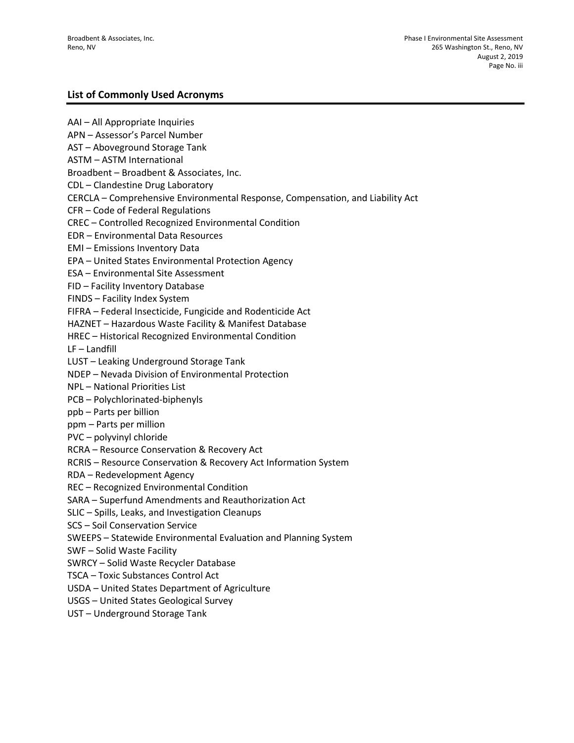## List of Commonly Used Acronyms

AAI – All Appropriate Inquiries
APN – Assessor's Parcel Number
AST – Aboveground Storage Tank
ASTM – ASTM International
Broadbent – Broadbent & Associates, Inc.
CDL – Clandestine Drug Laboratory
CERCLA – Comprehensive Environmental Response, Compensation, and Liability Act
CFR – Code of Federal Regulations
CREC – Controlled Recognized Environmental Condition
EDR – Environmental Data Resources
EMI – Emissions Inventory Data
EPA – United States Environmental Protection Agency
ESA – Environmental Site Assessment
FID – Facility Inventory Database
FINDS – Facility Index System
FIFRA – Federal Insecticide, Fungicide and Rodenticide Act
HAZNET – Hazardous Waste Facility & Manifest Database
HREC – Historical Recognized Environmental Condition
LF – Landfill
LUST – Leaking Underground Storage Tank
NDEP – Nevada Division of Environmental Protection
NPL – National Priorities List
PCB – Polychlorinated-biphenyls
ppb – Parts per billion
ppm – Parts per million
PVC – polyvinyl chloride
RCRA – Resource Conservation & Recovery Act
RCRIS – Resource Conservation & Recovery Act Information System
RDA – Redevelopment Agency
REC – Recognized Environmental Condition
SARA – Superfund Amendments and Reauthorization Act
SLIC – Spills, Leaks, and Investigation Cleanups
SCS – Soil Conservation Service
SWEEPS – Statewide Environmental Evaluation and Planning System
SWF – Solid Waste Facility
SWRCY – Solid Waste Recycler Database
TSCA – Toxic Substances Control Act
USDA – United States Department of Agriculture
USGS – United States Geological Survey
UST – Underground Storage Tank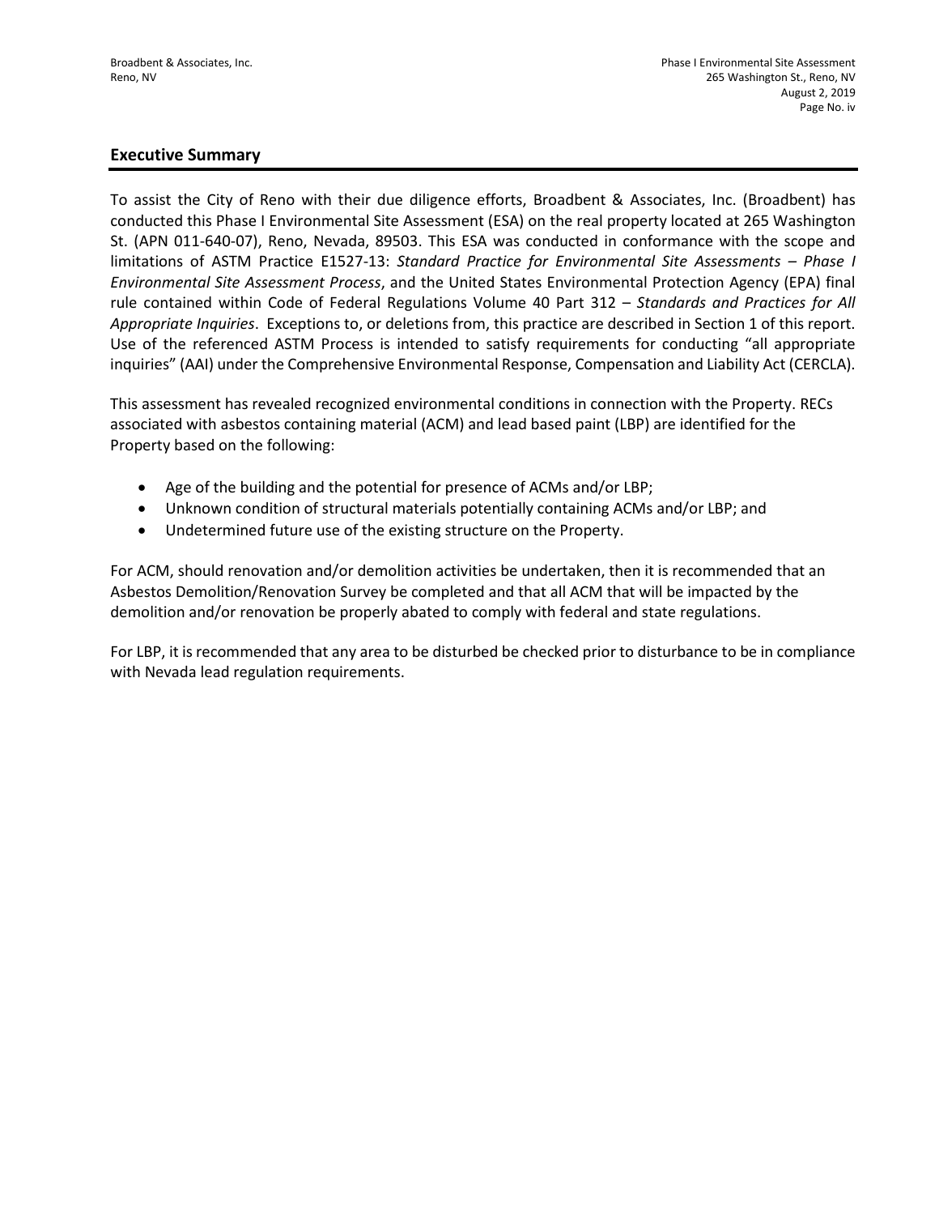## Executive Summary

To assist the City of Reno with their due diligence efforts, Broadbent & Associates, Inc. (Broadbent) has conducted this Phase I Environmental Site Assessment (ESA) on the real property located at 265 Washington St. (APN 011-640-07), Reno, Nevada, 89503. This ESA was conducted in conformance with the scope and limitations of ASTM Practice E1527-13: *Standard Practice for Environmental Site Assessments – Phase I Environmental Site Assessment Process*, and the United States Environmental Protection Agency (EPA) final rule contained within Code of Federal Regulations Volume 40 Part 312 – *Standards and Practices for All Appropriate Inquiries*. Exceptions to, or deletions from, this practice are described in Section 1 of this report. Use of the referenced ASTM Process is intended to satisfy requirements for conducting "all appropriate inquiries" (AAI) under the Comprehensive Environmental Response, Compensation and Liability Act (CERCLA).

This assessment has revealed recognized environmental conditions in connection with the Property. RECs associated with asbestos containing material (ACM) and lead based paint (LBP) are identified for the Property based on the following:

- Age of the building and the potential for presence of ACMs and/or LBP;
- Unknown condition of structural materials potentially containing ACMs and/or LBP; and
- Undetermined future use of the existing structure on the Property.

For ACM, should renovation and/or demolition activities be undertaken, then it is recommended that an Asbestos Demolition/Renovation Survey be completed and that all ACM that will be impacted by the demolition and/or renovation be properly abated to comply with federal and state regulations.

For LBP, it is recommended that any area to be disturbed be checked prior to disturbance to be in compliance with Nevada lead regulation requirements.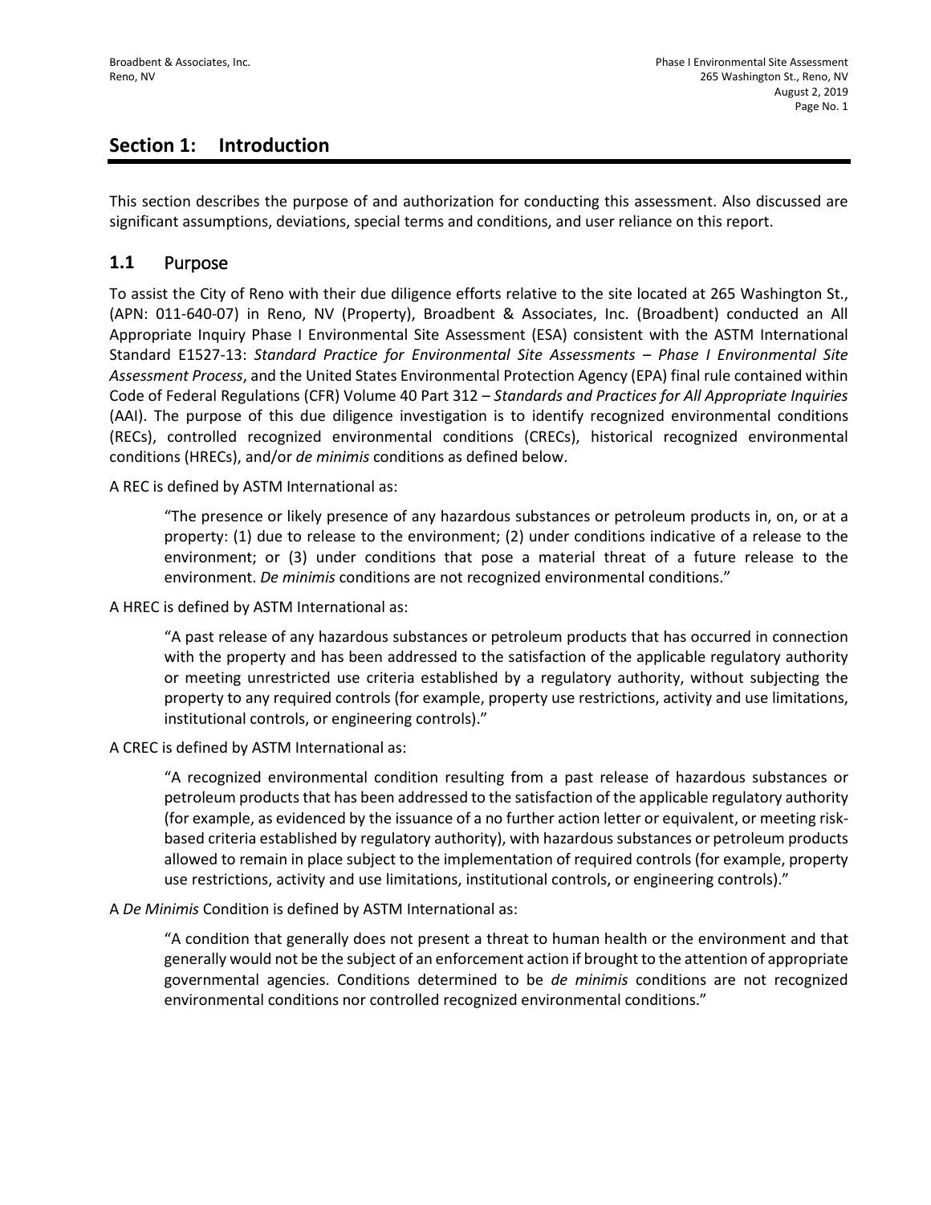# Section 1: Introduction

This section describes the purpose of and authorization for conducting this assessment. Also discussed are significant assumptions, deviations, special terms and conditions, and user reliance on this report.

## 1.1 Purpose

To assist the City of Reno with their due diligence efforts relative to the site located at 265 Washington St., (APN: 011-640-07) in Reno, NV (Property), Broadbent & Associates, Inc. (Broadbent) conducted an All Appropriate Inquiry Phase I Environmental Site Assessment (ESA) consistent with the ASTM International Standard E1527-13: *Standard Practice for Environmental Site Assessments – Phase I Environmental Site Assessment Process*, and the United States Environmental Protection Agency (EPA) final rule contained within Code of Federal Regulations (CFR) Volume 40 Part 312 – *Standards and Practices for All Appropriate Inquiries* (AAI). The purpose of this due diligence investigation is to identify recognized environmental conditions (RECs), controlled recognized environmental conditions (CRECs), historical recognized environmental conditions (HRECs), and/or *de minimis* conditions as defined below.

A REC is defined by ASTM International as:

> "The presence or likely presence of any hazardous substances or petroleum products in, on, or at a property: (1) due to release to the environment; (2) under conditions indicative of a release to the environment; or (3) under conditions that pose a material threat of a future release to the environment. *De minimis* conditions are not recognized environmental conditions."

A HREC is defined by ASTM International as:

> "A past release of any hazardous substances or petroleum products that has occurred in connection with the property and has been addressed to the satisfaction of the applicable regulatory authority or meeting unrestricted use criteria established by a regulatory authority, without subjecting the property to any required controls (for example, property use restrictions, activity and use limitations, institutional controls, or engineering controls)."

A CREC is defined by ASTM International as:

> "A recognized environmental condition resulting from a past release of hazardous substances or petroleum products that has been addressed to the satisfaction of the applicable regulatory authority (for example, as evidenced by the issuance of a no further action letter or equivalent, or meeting risk-based criteria established by regulatory authority), with hazardous substances or petroleum products allowed to remain in place subject to the implementation of required controls (for example, property use restrictions, activity and use limitations, institutional controls, or engineering controls)."

A *De Minimis* Condition is defined by ASTM International as:

> "A condition that generally does not present a threat to human health or the environment and that generally would not be the subject of an enforcement action if brought to the attention of appropriate governmental agencies. Conditions determined to be *de minimis* conditions are not recognized environmental conditions nor controlled recognized environmental conditions."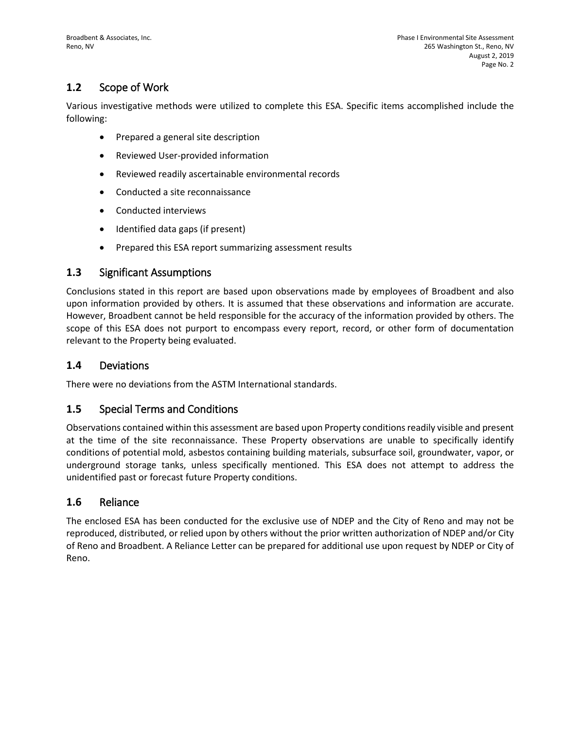## 1.2 Scope of Work

Various investigative methods were utilized to complete this ESA. Specific items accomplished include the following:

- Prepared a general site description
- Reviewed User-provided information
- Reviewed readily ascertainable environmental records
- Conducted a site reconnaissance
- Conducted interviews
- Identified data gaps (if present)
- Prepared this ESA report summarizing assessment results

## 1.3 Significant Assumptions

Conclusions stated in this report are based upon observations made by employees of Broadbent and also upon information provided by others. It is assumed that these observations and information are accurate. However, Broadbent cannot be held responsible for the accuracy of the information provided by others. The scope of this ESA does not purport to encompass every report, record, or other form of documentation relevant to the Property being evaluated.

## 1.4 Deviations

There were no deviations from the ASTM International standards.

## 1.5 Special Terms and Conditions

Observations contained within this assessment are based upon Property conditions readily visible and present at the time of the site reconnaissance. These Property observations are unable to specifically identify conditions of potential mold, asbestos containing building materials, subsurface soil, groundwater, vapor, or underground storage tanks, unless specifically mentioned. This ESA does not attempt to address the unidentified past or forecast future Property conditions.

## 1.6 Reliance

The enclosed ESA has been conducted for the exclusive use of NDEP and the City of Reno and may not be reproduced, distributed, or relied upon by others without the prior written authorization of NDEP and/or City of Reno and Broadbent. A Reliance Letter can be prepared for additional use upon request by NDEP or City of Reno.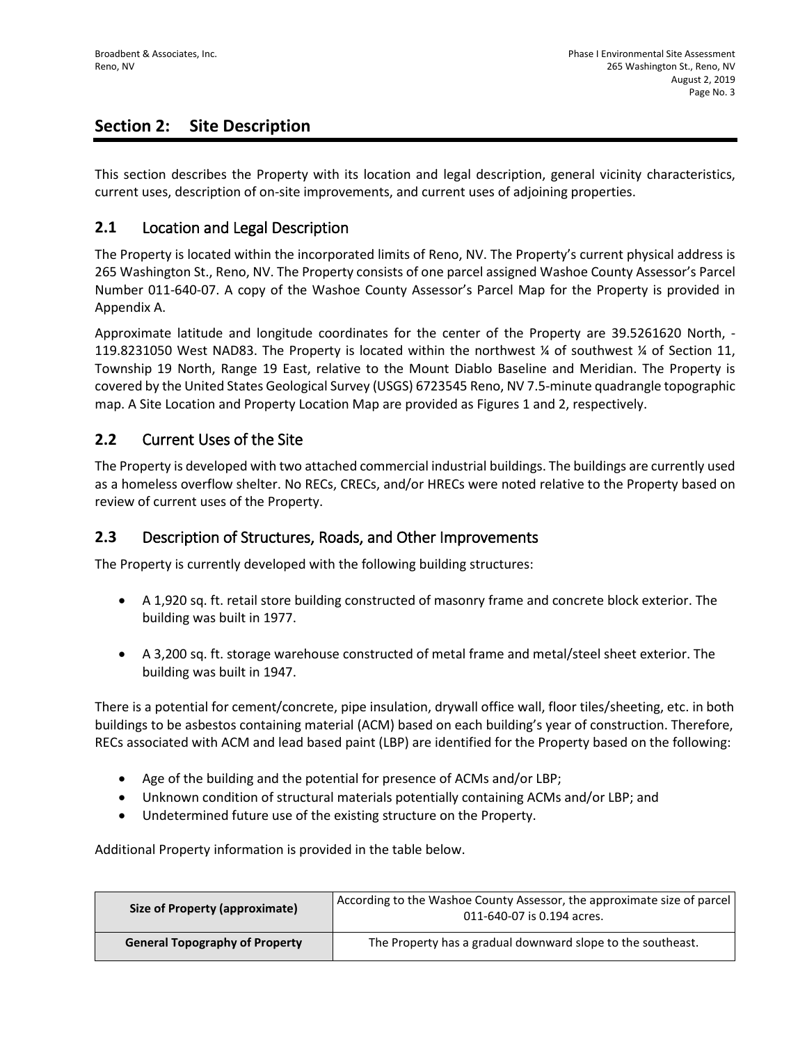## Section 2: Site Description

This section describes the Property with its location and legal description, general vicinity characteristics, current uses, description of on-site improvements, and current uses of adjoining properties.

### 2.1 Location and Legal Description

The Property is located within the incorporated limits of Reno, NV. The Property's current physical address is 265 Washington St., Reno, NV. The Property consists of one parcel assigned Washoe County Assessor's Parcel Number 011-640-07. A copy of the Washoe County Assessor's Parcel Map for the Property is provided in Appendix A.

Approximate latitude and longitude coordinates for the center of the Property are 39.5261620 North, -119.8231050 West NAD83. The Property is located within the northwest ¼ of southwest ¼ of Section 11, Township 19 North, Range 19 East, relative to the Mount Diablo Baseline and Meridian. The Property is covered by the United States Geological Survey (USGS) 6723545 Reno, NV 7.5-minute quadrangle topographic map. A Site Location and Property Location Map are provided as Figures 1 and 2, respectively.

### 2.2 Current Uses of the Site

The Property is developed with two attached commercial industrial buildings. The buildings are currently used as a homeless overflow shelter. No RECs, CRECs, and/or HRECs were noted relative to the Property based on review of current uses of the Property.

### 2.3 Description of Structures, Roads, and Other Improvements

The Property is currently developed with the following building structures:

- A 1,920 sq. ft. retail store building constructed of masonry frame and concrete block exterior. The building was built in 1977.
- A 3,200 sq. ft. storage warehouse constructed of metal frame and metal/steel sheet exterior. The building was built in 1947.

There is a potential for cement/concrete, pipe insulation, drywall office wall, floor tiles/sheeting, etc. in both buildings to be asbestos containing material (ACM) based on each building's year of construction. Therefore, RECs associated with ACM and lead based paint (LBP) are identified for the Property based on the following:

- Age of the building and the potential for presence of ACMs and/or LBP;
- Unknown condition of structural materials potentially containing ACMs and/or LBP; and
- Undetermined future use of the existing structure on the Property.

Additional Property information is provided in the table below.

| | |
|---|---|
| **Size of Property (approximate)** | According to the Washoe County Assessor, the approximate size of parcel 011-640-07 is 0.194 acres. |
| **General Topography of Property** | The Property has a gradual downward slope to the southeast. |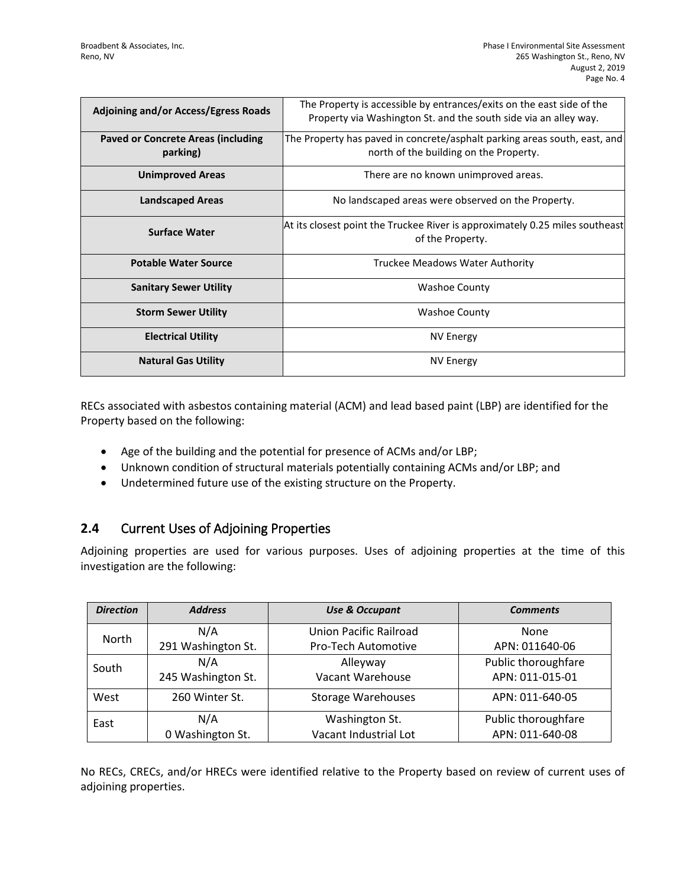| Adjoining and/or Access/Egress Roads | The Property is accessible by entrances/exits on the east side of the Property via Washington St. and the south side via an alley way. |
|---|---|
| Paved or Concrete Areas (including parking) | The Property has paved in concrete/asphalt parking areas south, east, and north of the building on the Property. |
| Unimproved Areas | There are no known unimproved areas. |
| Landscaped Areas | No landscaped areas were observed on the Property. |
| Surface Water | At its closest point the Truckee River is approximately 0.25 miles southeast of the Property. |
| Potable Water Source | Truckee Meadows Water Authority |
| Sanitary Sewer Utility | Washoe County |
| Storm Sewer Utility | Washoe County |
| Electrical Utility | NV Energy |
| Natural Gas Utility | NV Energy |

RECs associated with asbestos containing material (ACM) and lead based paint (LBP) are identified for the Property based on the following:

- Age of the building and the potential for presence of ACMs and/or LBP;
- Unknown condition of structural materials potentially containing ACMs and/or LBP; and
- Undetermined future use of the existing structure on the Property.

## 2.4 Current Uses of Adjoining Properties

Adjoining properties are used for various purposes. Uses of adjoining properties at the time of this investigation are the following:

| *Direction* | *Address* | *Use & Occupant* | *Comments* |
|---|---|---|---|
| North | N/A<br>291 Washington St. | Union Pacific Railroad<br>Pro-Tech Automotive | None<br>APN: 011640-06 |
| South | N/A<br>245 Washington St. | Alleyway<br>Vacant Warehouse | Public thoroughfare<br>APN: 011-015-01 |
| West | 260 Winter St. | Storage Warehouses | APN: 011-640-05 |
| East | N/A<br>0 Washington St. | Washington St.<br>Vacant Industrial Lot | Public thoroughfare<br>APN: 011-640-08 |

No RECs, CRECs, and/or HRECs were identified relative to the Property based on review of current uses of adjoining properties.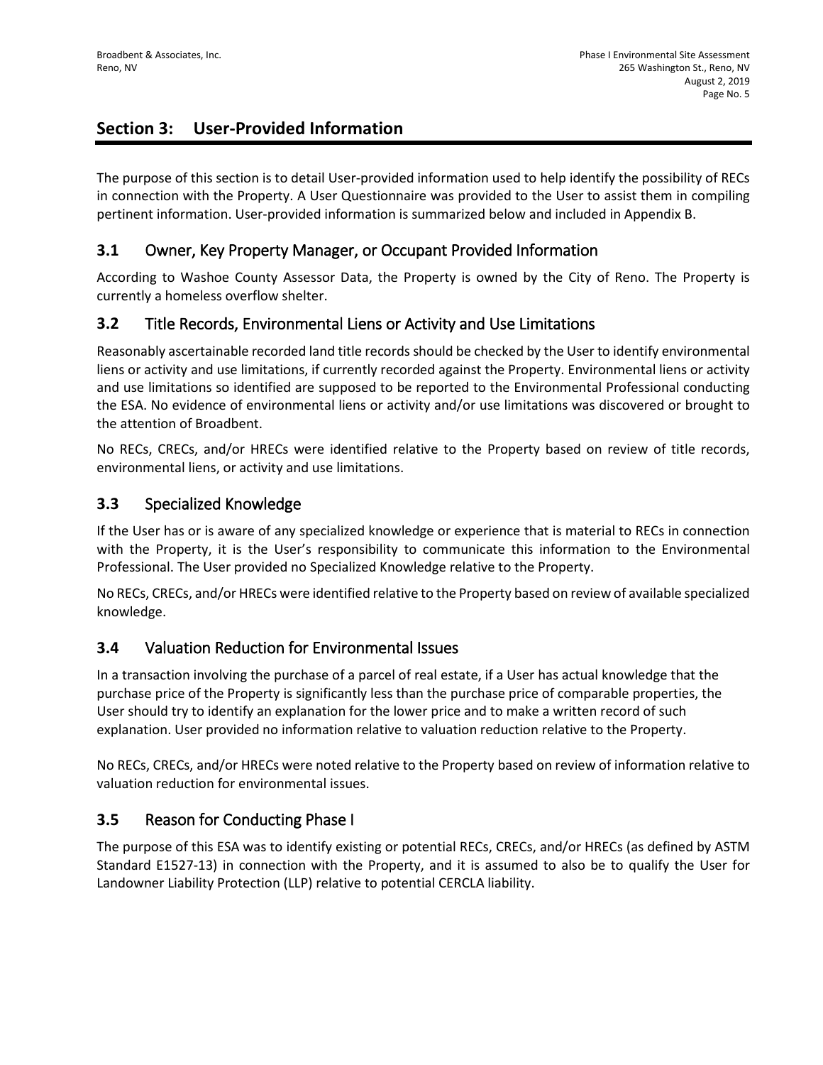# Section 3: User-Provided Information

The purpose of this section is to detail User-provided information used to help identify the possibility of RECs in connection with the Property. A User Questionnaire was provided to the User to assist them in compiling pertinent information. User-provided information is summarized below and included in Appendix B.

## 3.1 Owner, Key Property Manager, or Occupant Provided Information

According to Washoe County Assessor Data, the Property is owned by the City of Reno. The Property is currently a homeless overflow shelter.

## 3.2 Title Records, Environmental Liens or Activity and Use Limitations

Reasonably ascertainable recorded land title records should be checked by the User to identify environmental liens or activity and use limitations, if currently recorded against the Property. Environmental liens or activity and use limitations so identified are supposed to be reported to the Environmental Professional conducting the ESA. No evidence of environmental liens or activity and/or use limitations was discovered or brought to the attention of Broadbent.

No RECs, CRECs, and/or HRECs were identified relative to the Property based on review of title records, environmental liens, or activity and use limitations.

## 3.3 Specialized Knowledge

If the User has or is aware of any specialized knowledge or experience that is material to RECs in connection with the Property, it is the User's responsibility to communicate this information to the Environmental Professional. The User provided no Specialized Knowledge relative to the Property.

No RECs, CRECs, and/or HRECs were identified relative to the Property based on review of available specialized knowledge.

## 3.4 Valuation Reduction for Environmental Issues

In a transaction involving the purchase of a parcel of real estate, if a User has actual knowledge that the purchase price of the Property is significantly less than the purchase price of comparable properties, the User should try to identify an explanation for the lower price and to make a written record of such explanation. User provided no information relative to valuation reduction relative to the Property.

No RECs, CRECs, and/or HRECs were noted relative to the Property based on review of information relative to valuation reduction for environmental issues.

## 3.5 Reason for Conducting Phase I

The purpose of this ESA was to identify existing or potential RECs, CRECs, and/or HRECs (as defined by ASTM Standard E1527-13) in connection with the Property, and it is assumed to also be to qualify the User for Landowner Liability Protection (LLP) relative to potential CERCLA liability.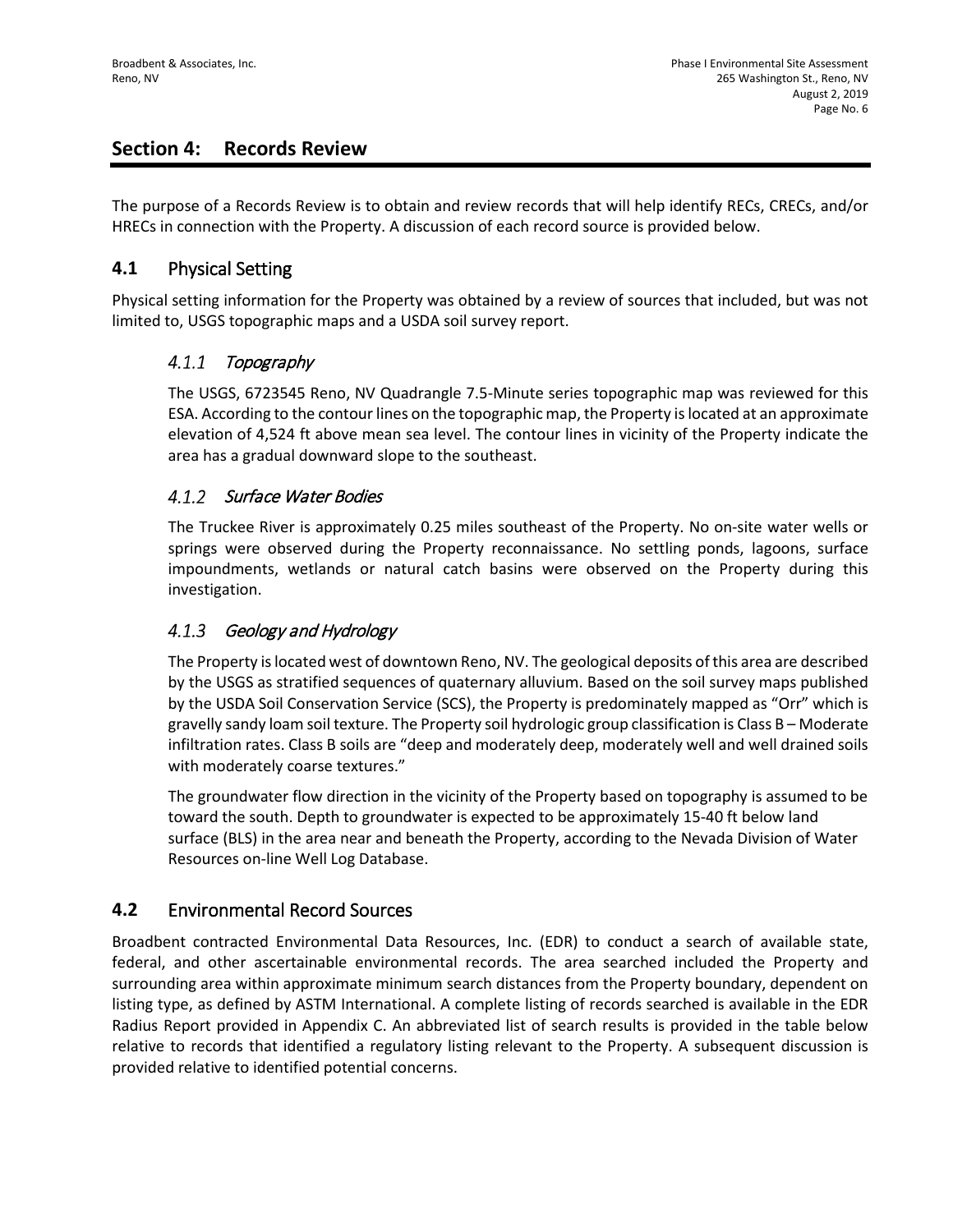## Section 4: Records Review

The purpose of a Records Review is to obtain and review records that will help identify RECs, CRECs, and/or HRECs in connection with the Property. A discussion of each record source is provided below.

### 4.1 Physical Setting

Physical setting information for the Property was obtained by a review of sources that included, but was not limited to, USGS topographic maps and a USDA soil survey report.

#### *4.1.1 Topography*

The USGS, 6723545 Reno, NV Quadrangle 7.5-Minute series topographic map was reviewed for this ESA. According to the contour lines on the topographic map, the Property is located at an approximate elevation of 4,524 ft above mean sea level. The contour lines in vicinity of the Property indicate the area has a gradual downward slope to the southeast.

#### *4.1.2 Surface Water Bodies*

The Truckee River is approximately 0.25 miles southeast of the Property. No on-site water wells or springs were observed during the Property reconnaissance. No settling ponds, lagoons, surface impoundments, wetlands or natural catch basins were observed on the Property during this investigation.

#### *4.1.3 Geology and Hydrology*

The Property is located west of downtown Reno, NV. The geological deposits of this area are described by the USGS as stratified sequences of quaternary alluvium. Based on the soil survey maps published by the USDA Soil Conservation Service (SCS), the Property is predominately mapped as "Orr" which is gravelly sandy loam soil texture. The Property soil hydrologic group classification is Class B – Moderate infiltration rates. Class B soils are "deep and moderately deep, moderately well and well drained soils with moderately coarse textures."

The groundwater flow direction in the vicinity of the Property based on topography is assumed to be toward the south. Depth to groundwater is expected to be approximately 15-40 ft below land surface (BLS) in the area near and beneath the Property, according to the Nevada Division of Water Resources on-line Well Log Database.

### 4.2 Environmental Record Sources

Broadbent contracted Environmental Data Resources, Inc. (EDR) to conduct a search of available state, federal, and other ascertainable environmental records. The area searched included the Property and surrounding area within approximate minimum search distances from the Property boundary, dependent on listing type, as defined by ASTM International. A complete listing of records searched is available in the EDR Radius Report provided in Appendix C. An abbreviated list of search results is provided in the table below relative to records that identified a regulatory listing relevant to the Property. A subsequent discussion is provided relative to identified potential concerns.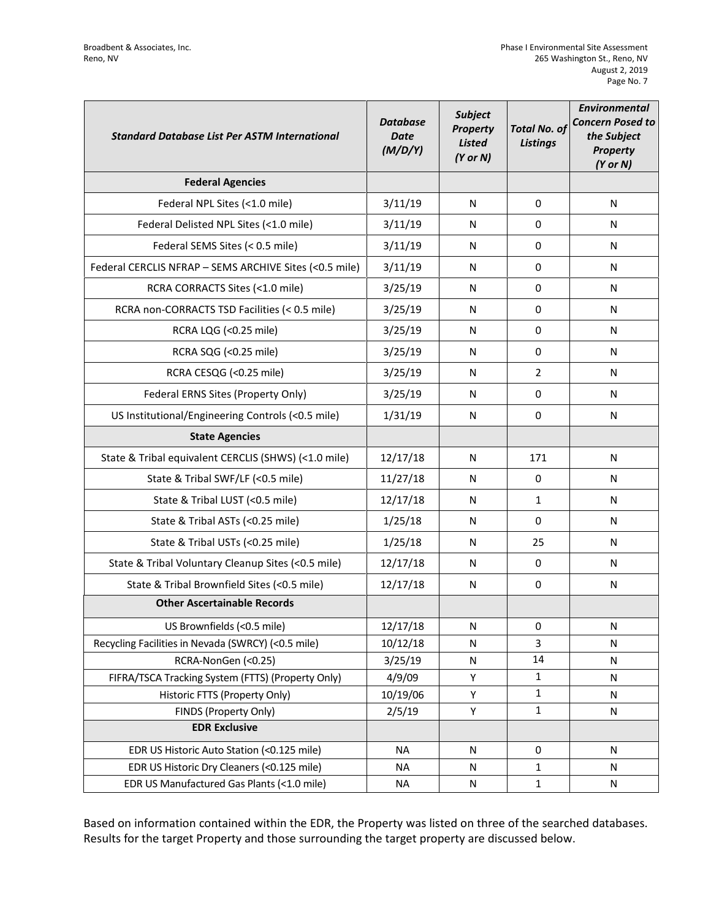| *Standard Database List Per ASTM International* | *Database Date (M/D/Y)* | *Subject Property Listed (Y or N)* | *Total No. of Listings* | *Environmental Concern Posed to the Subject Property (Y or N)* |
|---|---|---|---|---|
| **Federal Agencies** | | | | |
| Federal NPL Sites (<1.0 mile) | 3/11/19 | N | 0 | N |
| Federal Delisted NPL Sites (<1.0 mile) | 3/11/19 | N | 0 | N |
| Federal SEMS Sites (< 0.5 mile) | 3/11/19 | N | 0 | N |
| Federal CERCLIS NFRAP – SEMS ARCHIVE Sites (<0.5 mile) | 3/11/19 | N | 0 | N |
| RCRA CORRACTS Sites (<1.0 mile) | 3/25/19 | N | 0 | N |
| RCRA non-CORRACTS TSD Facilities (< 0.5 mile) | 3/25/19 | N | 0 | N |
| RCRA LQG (<0.25 mile) | 3/25/19 | N | 0 | N |
| RCRA SQG (<0.25 mile) | 3/25/19 | N | 0 | N |
| RCRA CESQG (<0.25 mile) | 3/25/19 | N | 2 | N |
| Federal ERNS Sites (Property Only) | 3/25/19 | N | 0 | N |
| US Institutional/Engineering Controls (<0.5 mile) | 1/31/19 | N | 0 | N |
| **State Agencies** | | | | |
| State & Tribal equivalent CERCLIS (SHWS) (<1.0 mile) | 12/17/18 | N | 171 | N |
| State & Tribal SWF/LF (<0.5 mile) | 11/27/18 | N | 0 | N |
| State & Tribal LUST (<0.5 mile) | 12/17/18 | N | 1 | N |
| State & Tribal ASTs (<0.25 mile) | 1/25/18 | N | 0 | N |
| State & Tribal USTs (<0.25 mile) | 1/25/18 | N | 25 | N |
| State & Tribal Voluntary Cleanup Sites (<0.5 mile) | 12/17/18 | N | 0 | N |
| State & Tribal Brownfield Sites (<0.5 mile) | 12/17/18 | N | 0 | N |
| **Other Ascertainable Records** | | | | |
| US Brownfields (<0.5 mile) | 12/17/18 | N | 0 | N |
| Recycling Facilities in Nevada (SWRCY) (<0.5 mile) | 10/12/18 | N | 3 | N |
| RCRA-NonGen (<0.25) | 3/25/19 | N | 14 | N |
| FIFRA/TSCA Tracking System (FTTS) (Property Only) | 4/9/09 | Y | 1 | N |
| Historic FTTS (Property Only) | 10/19/06 | Y | 1 | N |
| FINDS (Property Only) | 2/5/19 | Y | 1 | N |
| **EDR Exclusive** | | | | |
| EDR US Historic Auto Station (<0.125 mile) | NA | N | 0 | N |
| EDR US Historic Dry Cleaners (<0.125 mile) | NA | N | 1 | N |
| EDR US Manufactured Gas Plants (<1.0 mile) | NA | N | 1 | N |

Based on information contained within the EDR, the Property was listed on three of the searched databases. Results for the target Property and those surrounding the target property are discussed below.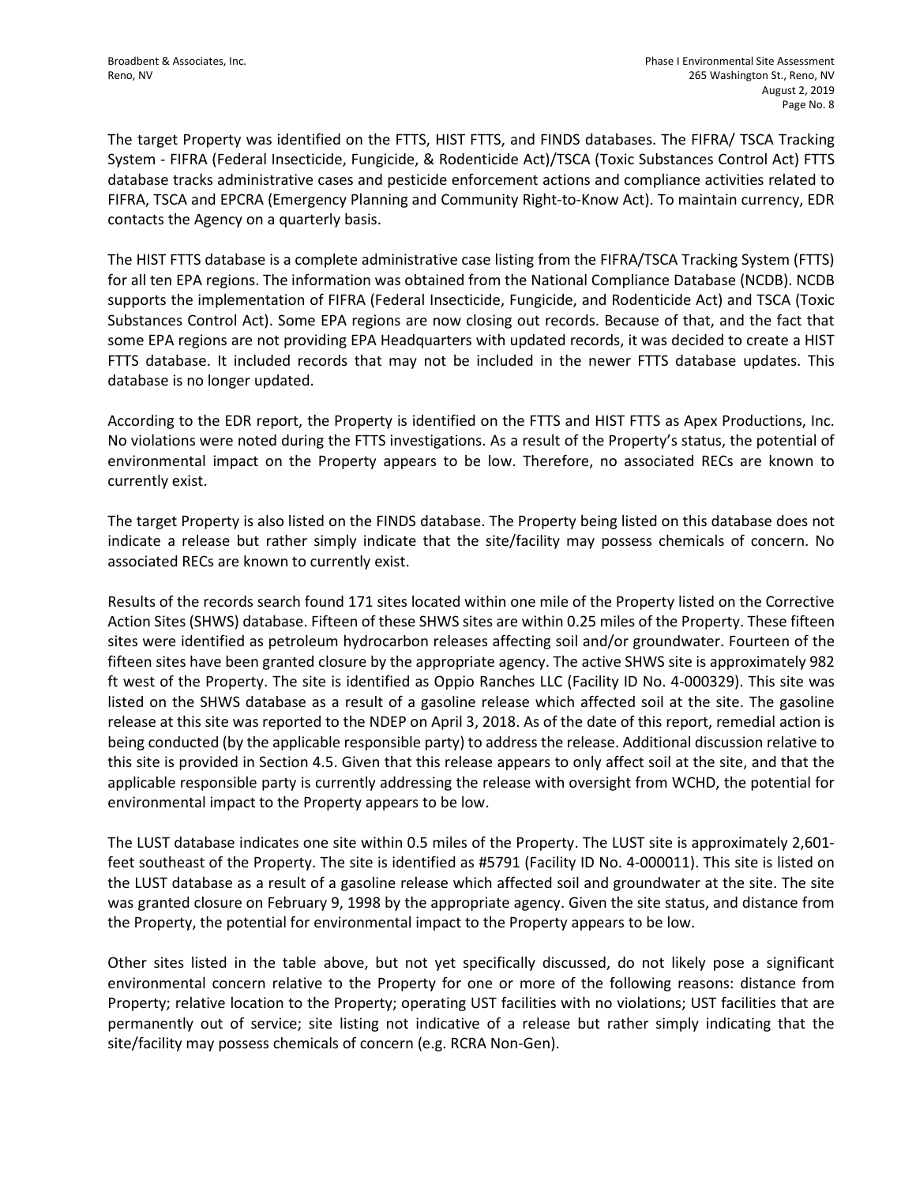The target Property was identified on the FTTS, HIST FTTS, and FINDS databases. The FIFRA/ TSCA Tracking System - FIFRA (Federal Insecticide, Fungicide, & Rodenticide Act)/TSCA (Toxic Substances Control Act) FTTS database tracks administrative cases and pesticide enforcement actions and compliance activities related to FIFRA, TSCA and EPCRA (Emergency Planning and Community Right-to-Know Act). To maintain currency, EDR contacts the Agency on a quarterly basis.

The HIST FTTS database is a complete administrative case listing from the FIFRA/TSCA Tracking System (FTTS) for all ten EPA regions. The information was obtained from the National Compliance Database (NCDB). NCDB supports the implementation of FIFRA (Federal Insecticide, Fungicide, and Rodenticide Act) and TSCA (Toxic Substances Control Act). Some EPA regions are now closing out records. Because of that, and the fact that some EPA regions are not providing EPA Headquarters with updated records, it was decided to create a HIST FTTS database. It included records that may not be included in the newer FTTS database updates. This database is no longer updated.

According to the EDR report, the Property is identified on the FTTS and HIST FTTS as Apex Productions, Inc. No violations were noted during the FTTS investigations. As a result of the Property's status, the potential of environmental impact on the Property appears to be low. Therefore, no associated RECs are known to currently exist.

The target Property is also listed on the FINDS database. The Property being listed on this database does not indicate a release but rather simply indicate that the site/facility may possess chemicals of concern. No associated RECs are known to currently exist.

Results of the records search found 171 sites located within one mile of the Property listed on the Corrective Action Sites (SHWS) database. Fifteen of these SHWS sites are within 0.25 miles of the Property. These fifteen sites were identified as petroleum hydrocarbon releases affecting soil and/or groundwater. Fourteen of the fifteen sites have been granted closure by the appropriate agency. The active SHWS site is approximately 982 ft west of the Property. The site is identified as Oppio Ranches LLC (Facility ID No. 4-000329). This site was listed on the SHWS database as a result of a gasoline release which affected soil at the site. The gasoline release at this site was reported to the NDEP on April 3, 2018. As of the date of this report, remedial action is being conducted (by the applicable responsible party) to address the release. Additional discussion relative to this site is provided in Section 4.5. Given that this release appears to only affect soil at the site, and that the applicable responsible party is currently addressing the release with oversight from WCHD, the potential for environmental impact to the Property appears to be low.

The LUST database indicates one site within 0.5 miles of the Property. The LUST site is approximately 2,601-feet southeast of the Property. The site is identified as #5791 (Facility ID No. 4-000011). This site is listed on the LUST database as a result of a gasoline release which affected soil and groundwater at the site. The site was granted closure on February 9, 1998 by the appropriate agency. Given the site status, and distance from the Property, the potential for environmental impact to the Property appears to be low.

Other sites listed in the table above, but not yet specifically discussed, do not likely pose a significant environmental concern relative to the Property for one or more of the following reasons: distance from Property; relative location to the Property; operating UST facilities with no violations; UST facilities that are permanently out of service; site listing not indicative of a release but rather simply indicating that the site/facility may possess chemicals of concern (e.g. RCRA Non-Gen).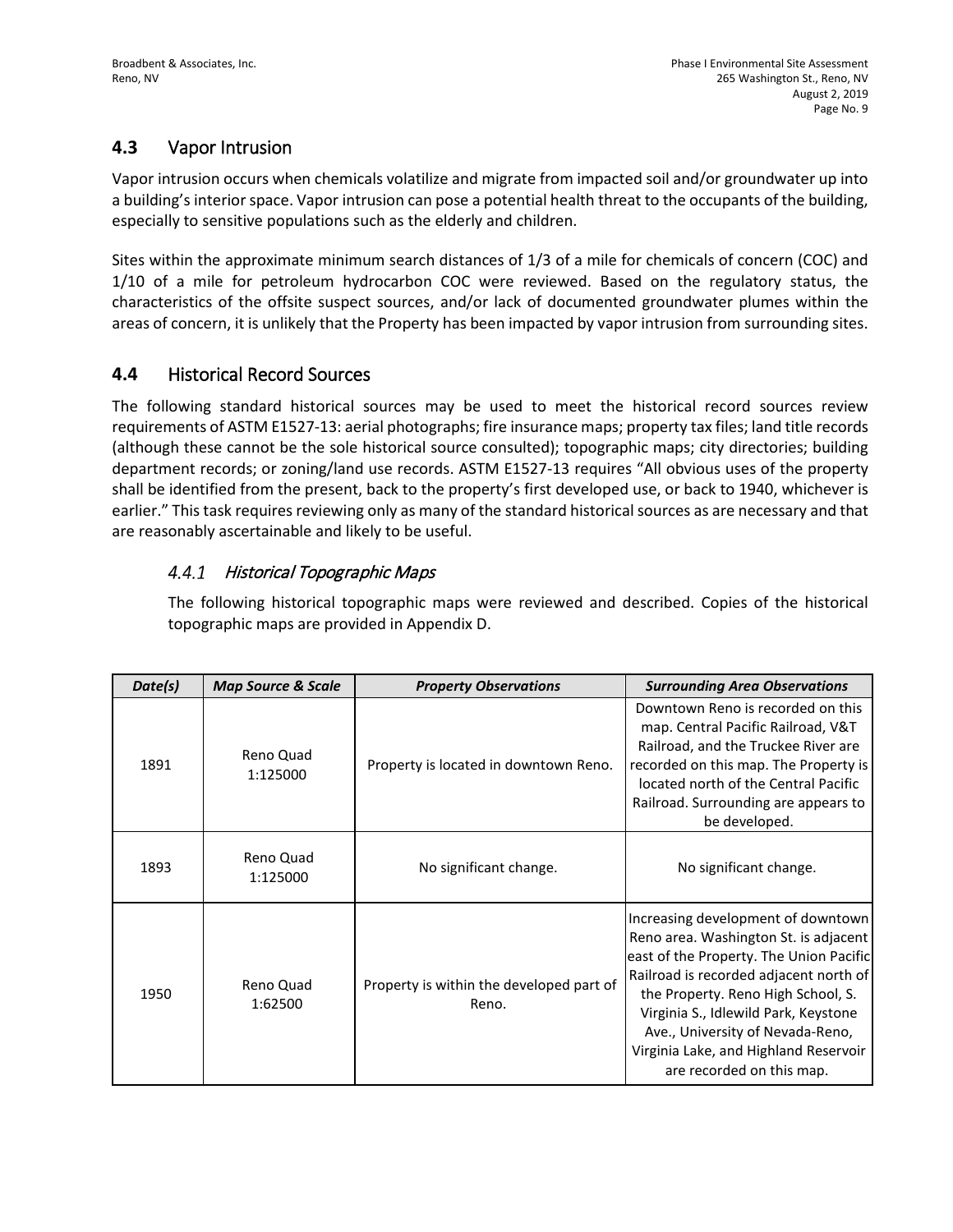## 4.3 Vapor Intrusion

Vapor intrusion occurs when chemicals volatilize and migrate from impacted soil and/or groundwater up into a building's interior space. Vapor intrusion can pose a potential health threat to the occupants of the building, especially to sensitive populations such as the elderly and children.

Sites within the approximate minimum search distances of 1/3 of a mile for chemicals of concern (COC) and 1/10 of a mile for petroleum hydrocarbon COC were reviewed. Based on the regulatory status, the characteristics of the offsite suspect sources, and/or lack of documented groundwater plumes within the areas of concern, it is unlikely that the Property has been impacted by vapor intrusion from surrounding sites.

## 4.4 Historical Record Sources

The following standard historical sources may be used to meet the historical record sources review requirements of ASTM E1527-13: aerial photographs; fire insurance maps; property tax files; land title records (although these cannot be the sole historical source consulted); topographic maps; city directories; building department records; or zoning/land use records. ASTM E1527-13 requires "All obvious uses of the property shall be identified from the present, back to the property's first developed use, or back to 1940, whichever is earlier." This task requires reviewing only as many of the standard historical sources as are necessary and that are reasonably ascertainable and likely to be useful.

### *4.4.1 Historical Topographic Maps*

The following historical topographic maps were reviewed and described. Copies of the historical topographic maps are provided in Appendix D.

| *Date(s)* | *Map Source & Scale* | *Property Observations* | *Surrounding Area Observations* |
|---|---|---|---|
| 1891 | Reno Quad 1:125000 | Property is located in downtown Reno. | Downtown Reno is recorded on this map. Central Pacific Railroad, V&T Railroad, and the Truckee River are recorded on this map. The Property is located north of the Central Pacific Railroad. Surrounding are appears to be developed. |
| 1893 | Reno Quad 1:125000 | No significant change. | No significant change. |
| 1950 | Reno Quad 1:62500 | Property is within the developed part of Reno. | Increasing development of downtown Reno area. Washington St. is adjacent east of the Property. The Union Pacific Railroad is recorded adjacent north of the Property. Reno High School, S. Virginia S., Idlewild Park, Keystone Ave., University of Nevada-Reno, Virginia Lake, and Highland Reservoir are recorded on this map. |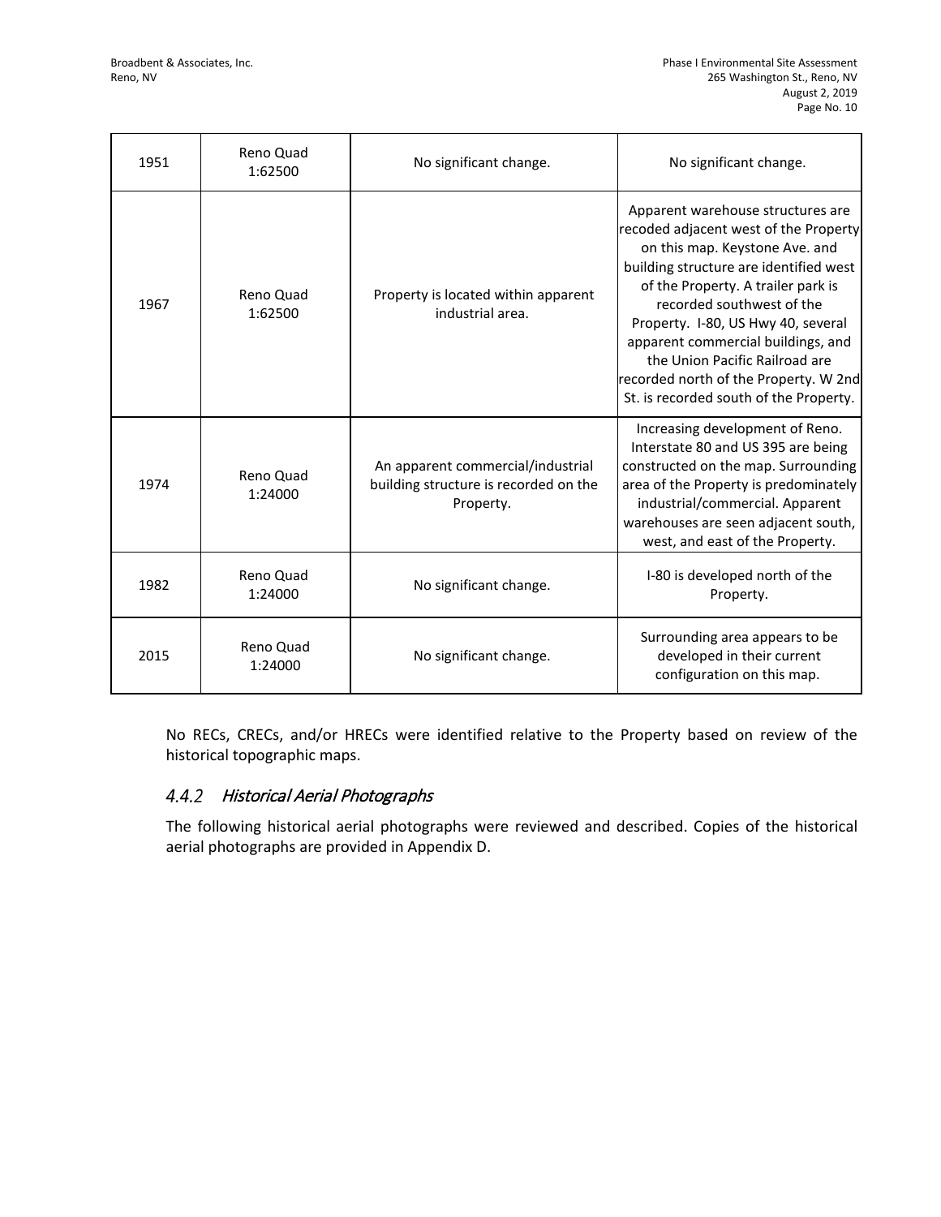| | | | |
|---|---|---|---|
| 1951 | Reno Quad 1:62500 | No significant change. | No significant change. |
| 1967 | Reno Quad 1:62500 | Property is located within apparent industrial area. | Apparent warehouse structures are recoded adjacent west of the Property on this map. Keystone Ave. and building structure are identified west of the Property. A trailer park is recorded southwest of the Property. I-80, US Hwy 40, several apparent commercial buildings, and the Union Pacific Railroad are recorded north of the Property. W 2nd St. is recorded south of the Property. |
| 1974 | Reno Quad 1:24000 | An apparent commercial/industrial building structure is recorded on the Property. | Increasing development of Reno. Interstate 80 and US 395 are being constructed on the map. Surrounding area of the Property is predominately industrial/commercial. Apparent warehouses are seen adjacent south, west, and east of the Property. |
| 1982 | Reno Quad 1:24000 | No significant change. | I-80 is developed north of the Property. |
| 2015 | Reno Quad 1:24000 | No significant change. | Surrounding area appears to be developed in their current configuration on this map. |

No RECs, CRECs, and/or HRECs were identified relative to the Property based on review of the historical topographic maps.

### *4.4.2 Historical Aerial Photographs*

The following historical aerial photographs were reviewed and described. Copies of the historical aerial photographs are provided in Appendix D.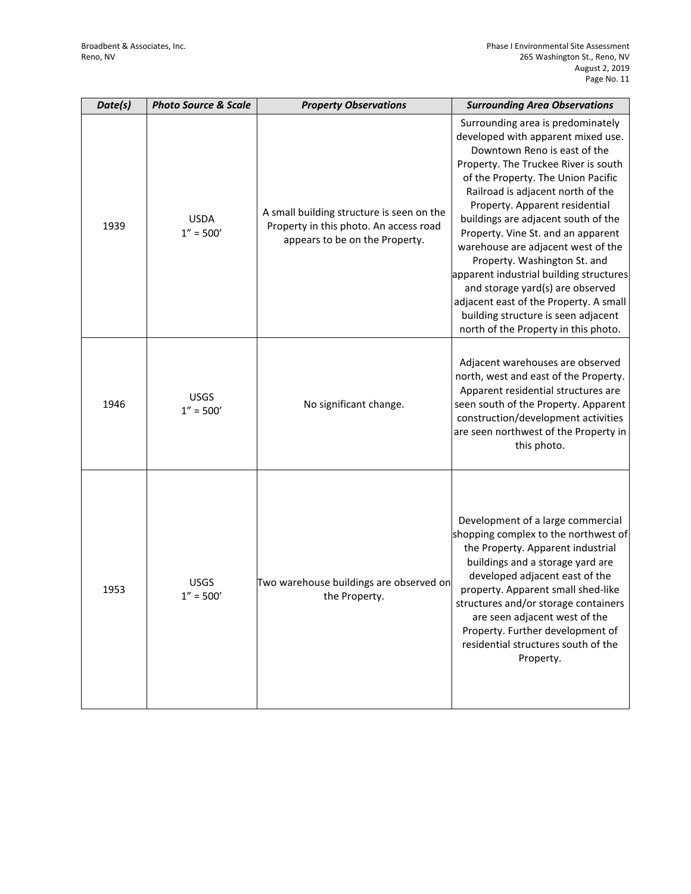| ***Date(s)*** | ***Photo Source & Scale*** | ***Property Observations*** | ***Surrounding Area Observations*** |
|---|---|---|---|
| 1939 | USDA 1" = 500' | A small building structure is seen on the Property in this photo. An access road appears to be on the Property. | Surrounding area is predominately developed with apparent mixed use. Downtown Reno is east of the Property. The Truckee River is south of the Property. The Union Pacific Railroad is adjacent north of the Property. Apparent residential buildings are adjacent south of the Property. Vine St. and an apparent warehouse are adjacent west of the Property. Washington St. and apparent industrial building structures and storage yard(s) are observed adjacent east of the Property. A small building structure is seen adjacent north of the Property in this photo. |
| 1946 | USGS 1" = 500' | No significant change. | Adjacent warehouses are observed north, west and east of the Property. Apparent residential structures are seen south of the Property. Apparent construction/development activities are seen northwest of the Property in this photo. |
| 1953 | USGS 1" = 500' | Two warehouse buildings are observed on the Property. | Development of a large commercial shopping complex to the northwest of the Property. Apparent industrial buildings and a storage yard are developed adjacent east of the property. Apparent small shed-like structures and/or storage containers are seen adjacent west of the Property. Further development of residential structures south of the Property. |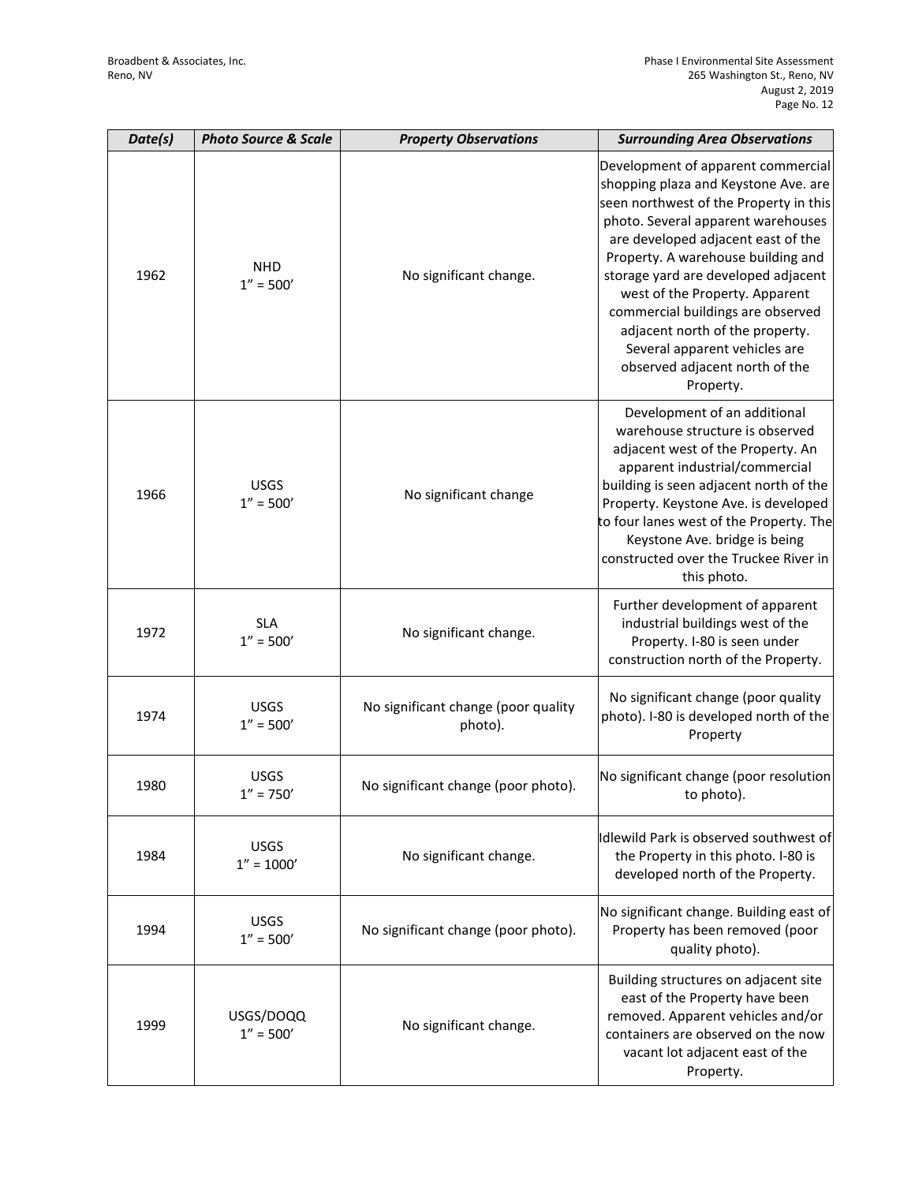| *Date(s)* | *Photo Source & Scale* | *Property Observations* | *Surrounding Area Observations* |
|---|---|---|---|
| 1962 | NHD 1" = 500' | No significant change. | Development of apparent commercial shopping plaza and Keystone Ave. are seen northwest of the Property in this photo. Several apparent warehouses are developed adjacent east of the Property. A warehouse building and storage yard are developed adjacent west of the Property. Apparent commercial buildings are observed adjacent north of the property. Several apparent vehicles are observed adjacent north of the Property. |
| 1966 | USGS 1" = 500' | No significant change | Development of an additional warehouse structure is observed adjacent west of the Property. An apparent industrial/commercial building is seen adjacent north of the Property. Keystone Ave. is developed to four lanes west of the Property. The Keystone Ave. bridge is being constructed over the Truckee River in this photo. |
| 1972 | SLA 1" = 500' | No significant change. | Further development of apparent industrial buildings west of the Property. I-80 is seen under construction north of the Property. |
| 1974 | USGS 1" = 500' | No significant change (poor quality photo). | No significant change (poor quality photo). I-80 is developed north of the Property |
| 1980 | USGS 1" = 750' | No significant change (poor photo). | No significant change (poor resolution to photo). |
| 1984 | USGS 1" = 1000' | No significant change. | Idlewild Park is observed southwest of the Property in this photo. I-80 is developed north of the Property. |
| 1994 | USGS 1" = 500' | No significant change (poor photo). | No significant change. Building east of Property has been removed (poor quality photo). |
| 1999 | USGS/DOQQ 1" = 500' | No significant change. | Building structures on adjacent site east of the Property have been removed. Apparent vehicles and/or containers are observed on the now vacant lot adjacent east of the Property. |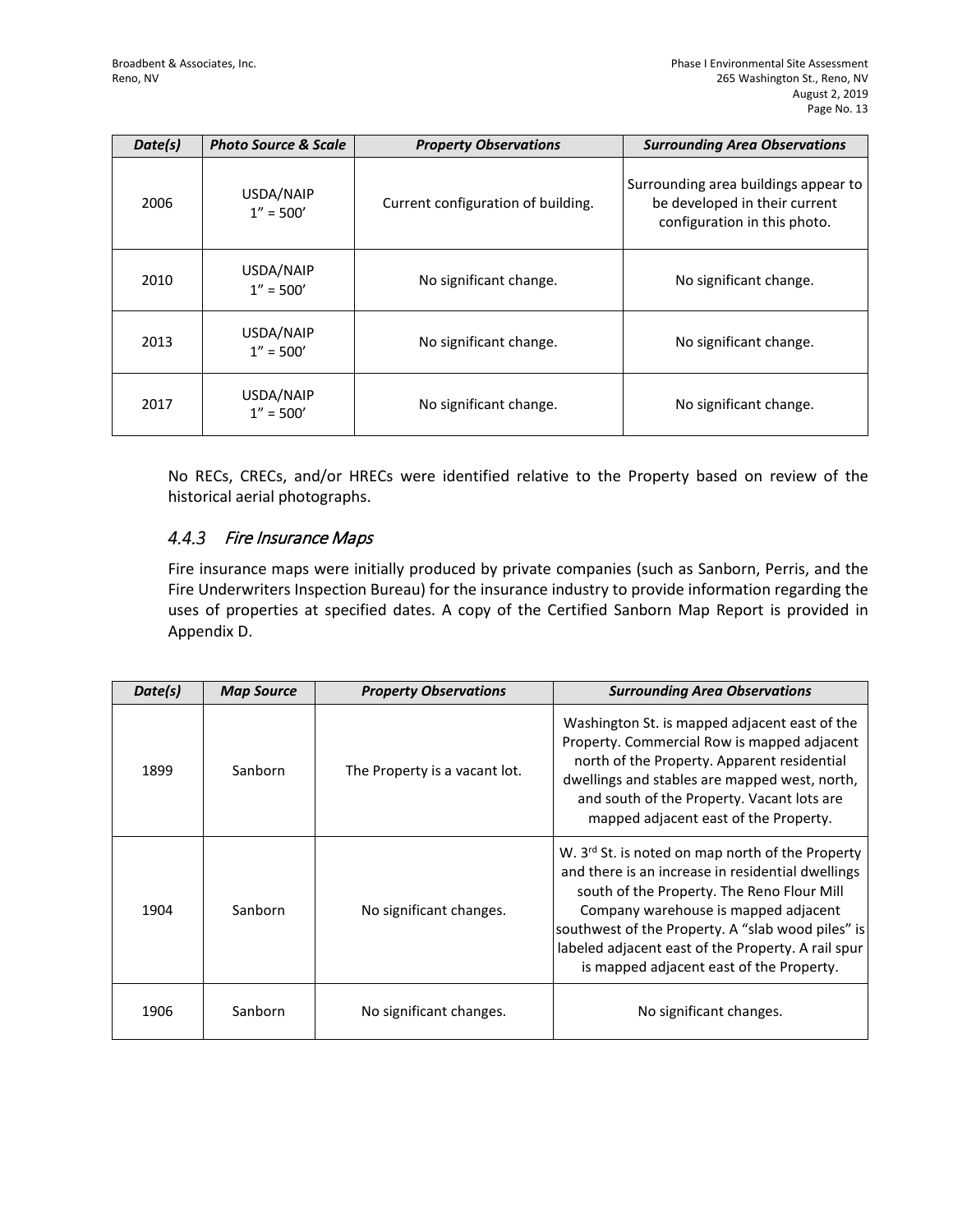| Date(s) | Photo Source & Scale | Property Observations | Surrounding Area Observations |
| --- | --- | --- | --- |
| 2006 | USDA/NAIP 1” = 500’ | Current configuration of building. | Surrounding area buildings appear to be developed in their current configuration in this photo. |
| 2010 | USDA/NAIP 1” = 500’ | No significant change. | No significant change. |
| 2013 | USDA/NAIP 1” = 500’ | No significant change. | No significant change. |
| 2017 | USDA/NAIP 1” = 500’ | No significant change. | No significant change. |

No RECs, CRECs, and/or HRECs were identified relative to the Property based on review of the historical aerial photographs.

### *4.4.3 Fire Insurance Maps*

Fire insurance maps were initially produced by private companies (such as Sanborn, Perris, and the Fire Underwriters Inspection Bureau) for the insurance industry to provide information regarding the uses of properties at specified dates. A copy of the Certified Sanborn Map Report is provided in Appendix D.

| Date(s) | Map Source | Property Observations | Surrounding Area Observations |
| --- | --- | --- | --- |
| 1899 | Sanborn | The Property is a vacant lot. | Washington St. is mapped adjacent east of the Property. Commercial Row is mapped adjacent north of the Property. Apparent residential dwellings and stables are mapped west, north, and south of the Property. Vacant lots are mapped adjacent east of the Property. |
| 1904 | Sanborn | No significant changes. | W. 3rd St. is noted on map north of the Property and there is an increase in residential dwellings south of the Property. The Reno Flour Mill Company warehouse is mapped adjacent southwest of the Property. A “slab wood piles” is labeled adjacent east of the Property. A rail spur is mapped adjacent east of the Property. |
| 1906 | Sanborn | No significant changes. | No significant changes. |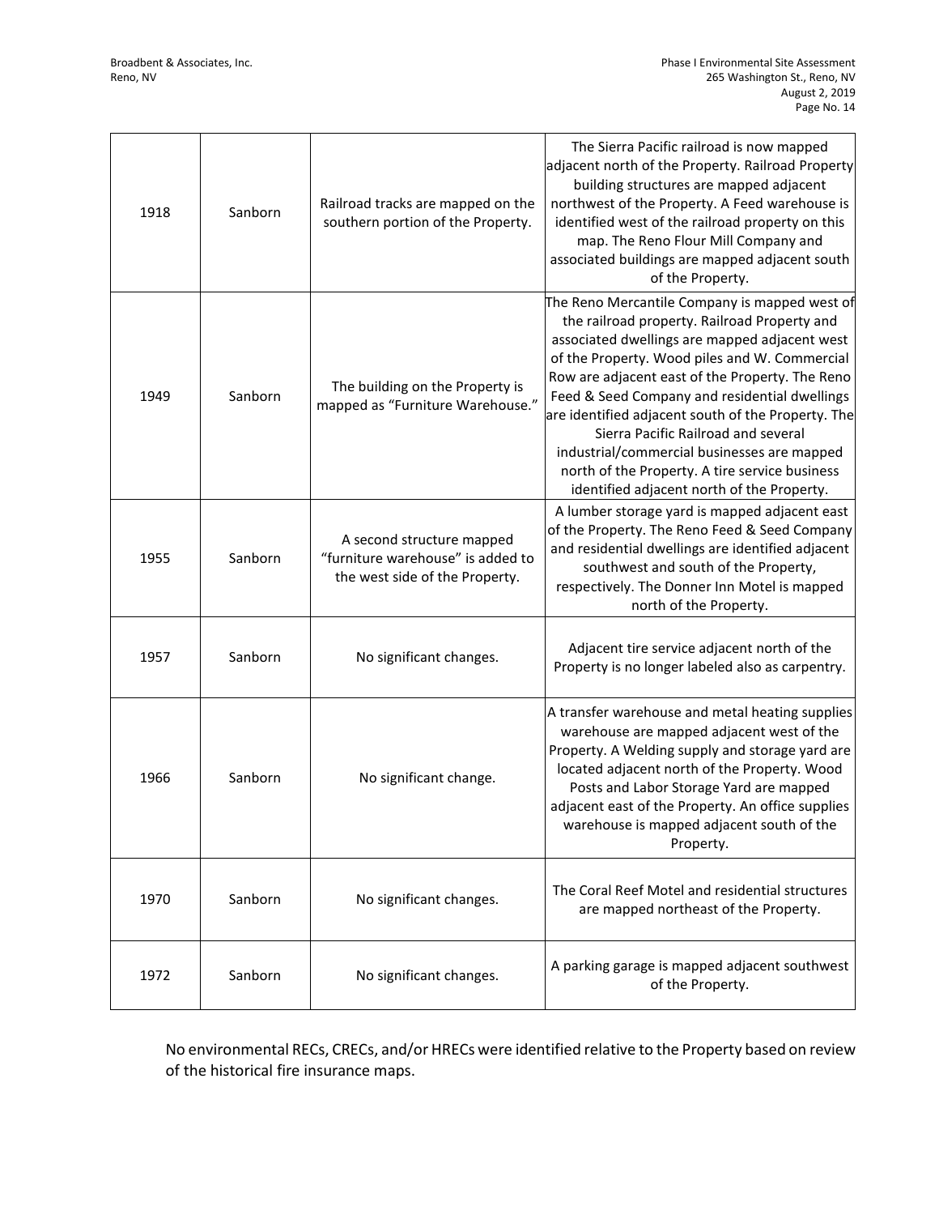| 1918 | Sanborn | Railroad tracks are mapped on the southern portion of the Property. | The Sierra Pacific railroad is now mapped adjacent north of the Property. Railroad Property building structures are mapped adjacent northwest of the Property. A Feed warehouse is identified west of the railroad property on this map. The Reno Flour Mill Company and associated buildings are mapped adjacent south of the Property. |
|---|---|---|---|
| 1949 | Sanborn | The building on the Property is mapped as "Furniture Warehouse." | The Reno Mercantile Company is mapped west of the railroad property. Railroad Property and associated dwellings are mapped adjacent west of the Property. Wood piles and W. Commercial Row are adjacent east of the Property. The Reno Feed & Seed Company and residential dwellings are identified adjacent south of the Property. The Sierra Pacific Railroad and several industrial/commercial businesses are mapped north of the Property. A tire service business identified adjacent north of the Property. |
| 1955 | Sanborn | A second structure mapped "furniture warehouse" is added to the west side of the Property. | A lumber storage yard is mapped adjacent east of the Property. The Reno Feed & Seed Company and residential dwellings are identified adjacent southwest and south of the Property, respectively. The Donner Inn Motel is mapped north of the Property. |
| 1957 | Sanborn | No significant changes. | Adjacent tire service adjacent north of the Property is no longer labeled also as carpentry. |
| 1966 | Sanborn | No significant change. | A transfer warehouse and metal heating supplies warehouse are mapped adjacent west of the Property. A Welding supply and storage yard are located adjacent north of the Property. Wood Posts and Labor Storage Yard are mapped adjacent east of the Property. An office supplies warehouse is mapped adjacent south of the Property. |
| 1970 | Sanborn | No significant changes. | The Coral Reef Motel and residential structures are mapped northeast of the Property. |
| 1972 | Sanborn | No significant changes. | A parking garage is mapped adjacent southwest of the Property. |

No environmental RECs, CRECs, and/or HRECs were identified relative to the Property based on review of the historical fire insurance maps.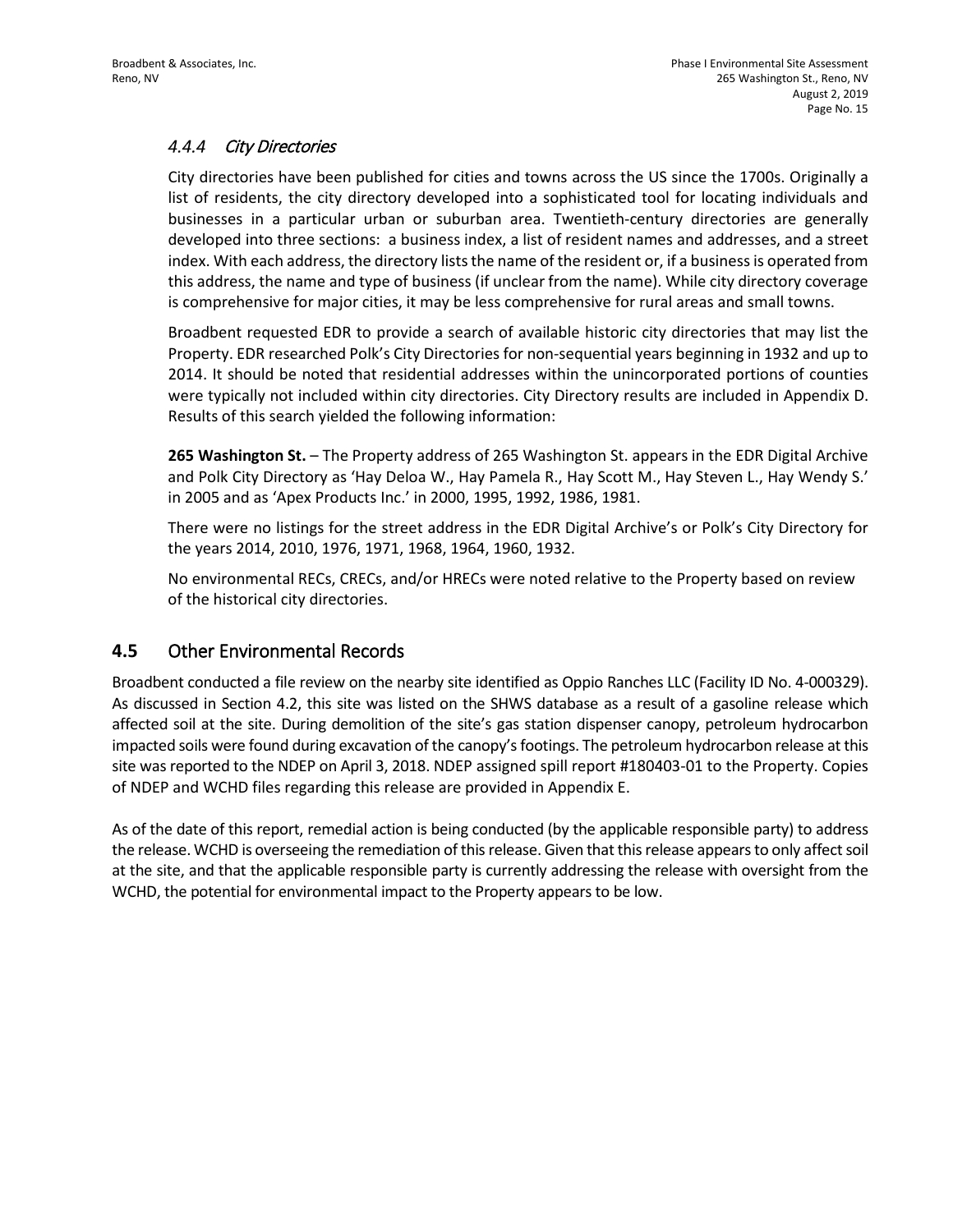#### *4.4.4 City Directories*

City directories have been published for cities and towns across the US since the 1700s. Originally a list of residents, the city directory developed into a sophisticated tool for locating individuals and businesses in a particular urban or suburban area. Twentieth-century directories are generally developed into three sections: a business index, a list of resident names and addresses, and a street index. With each address, the directory lists the name of the resident or, if a business is operated from this address, the name and type of business (if unclear from the name). While city directory coverage is comprehensive for major cities, it may be less comprehensive for rural areas and small towns.

Broadbent requested EDR to provide a search of available historic city directories that may list the Property. EDR researched Polk's City Directories for non-sequential years beginning in 1932 and up to 2014. It should be noted that residential addresses within the unincorporated portions of counties were typically not included within city directories. City Directory results are included in Appendix D. Results of this search yielded the following information:

**265 Washington St.** – The Property address of 265 Washington St. appears in the EDR Digital Archive and Polk City Directory as 'Hay Deloa W., Hay Pamela R., Hay Scott M., Hay Steven L., Hay Wendy S.' in 2005 and as 'Apex Products Inc.' in 2000, 1995, 1992, 1986, 1981.

There were no listings for the street address in the EDR Digital Archive's or Polk's City Directory for the years 2014, 2010, 1976, 1971, 1968, 1964, 1960, 1932.

No environmental RECs, CRECs, and/or HRECs were noted relative to the Property based on review of the historical city directories.

## 4.5 Other Environmental Records

Broadbent conducted a file review on the nearby site identified as Oppio Ranches LLC (Facility ID No. 4-000329). As discussed in Section 4.2, this site was listed on the SHWS database as a result of a gasoline release which affected soil at the site. During demolition of the site's gas station dispenser canopy, petroleum hydrocarbon impacted soils were found during excavation of the canopy's footings. The petroleum hydrocarbon release at this site was reported to the NDEP on April 3, 2018. NDEP assigned spill report #180403-01 to the Property. Copies of NDEP and WCHD files regarding this release are provided in Appendix E.

As of the date of this report, remedial action is being conducted (by the applicable responsible party) to address the release. WCHD is overseeing the remediation of this release. Given that this release appears to only affect soil at the site, and that the applicable responsible party is currently addressing the release with oversight from the WCHD, the potential for environmental impact to the Property appears to be low.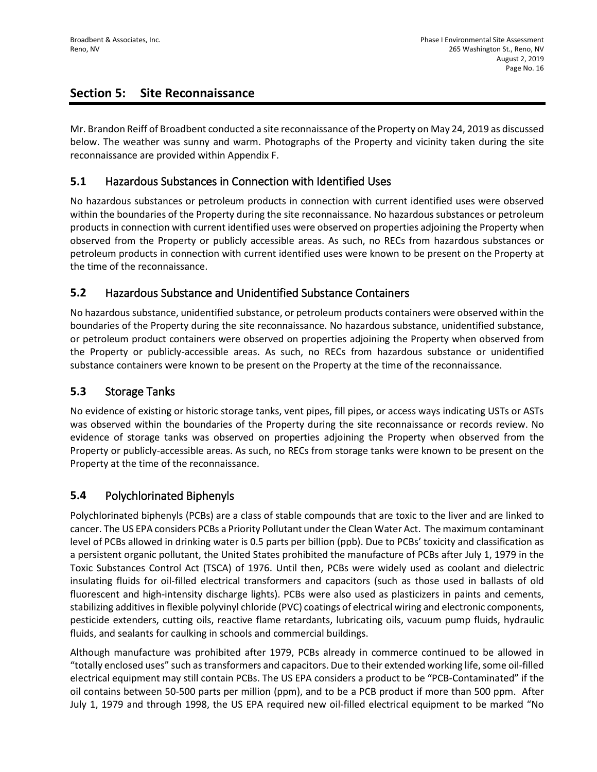## Section 5: Site Reconnaissance

Mr. Brandon Reiff of Broadbent conducted a site reconnaissance of the Property on May 24, 2019 as discussed below. The weather was sunny and warm. Photographs of the Property and vicinity taken during the site reconnaissance are provided within Appendix F.

### 5.1 Hazardous Substances in Connection with Identified Uses

No hazardous substances or petroleum products in connection with current identified uses were observed within the boundaries of the Property during the site reconnaissance. No hazardous substances or petroleum products in connection with current identified uses were observed on properties adjoining the Property when observed from the Property or publicly accessible areas. As such, no RECs from hazardous substances or petroleum products in connection with current identified uses were known to be present on the Property at the time of the reconnaissance.

### 5.2 Hazardous Substance and Unidentified Substance Containers

No hazardous substance, unidentified substance, or petroleum products containers were observed within the boundaries of the Property during the site reconnaissance. No hazardous substance, unidentified substance, or petroleum product containers were observed on properties adjoining the Property when observed from the Property or publicly-accessible areas. As such, no RECs from hazardous substance or unidentified substance containers were known to be present on the Property at the time of the reconnaissance.

### 5.3 Storage Tanks

No evidence of existing or historic storage tanks, vent pipes, fill pipes, or access ways indicating USTs or ASTs was observed within the boundaries of the Property during the site reconnaissance or records review. No evidence of storage tanks was observed on properties adjoining the Property when observed from the Property or publicly-accessible areas. As such, no RECs from storage tanks were known to be present on the Property at the time of the reconnaissance.

### 5.4 Polychlorinated Biphenyls

Polychlorinated biphenyls (PCBs) are a class of stable compounds that are toxic to the liver and are linked to cancer. The US EPA considers PCBs a Priority Pollutant under the Clean Water Act. The maximum contaminant level of PCBs allowed in drinking water is 0.5 parts per billion (ppb). Due to PCBs' toxicity and classification as a persistent organic pollutant, the United States prohibited the manufacture of PCBs after July 1, 1979 in the Toxic Substances Control Act (TSCA) of 1976. Until then, PCBs were widely used as coolant and dielectric insulating fluids for oil-filled electrical transformers and capacitors (such as those used in ballasts of old fluorescent and high-intensity discharge lights). PCBs were also used as plasticizers in paints and cements, stabilizing additives in flexible polyvinyl chloride (PVC) coatings of electrical wiring and electronic components, pesticide extenders, cutting oils, reactive flame retardants, lubricating oils, vacuum pump fluids, hydraulic fluids, and sealants for caulking in schools and commercial buildings.

Although manufacture was prohibited after 1979, PCBs already in commerce continued to be allowed in "totally enclosed uses" such as transformers and capacitors. Due to their extended working life, some oil-filled electrical equipment may still contain PCBs. The US EPA considers a product to be "PCB-Contaminated" if the oil contains between 50-500 parts per million (ppm), and to be a PCB product if more than 500 ppm. After July 1, 1979 and through 1998, the US EPA required new oil-filled electrical equipment to be marked "No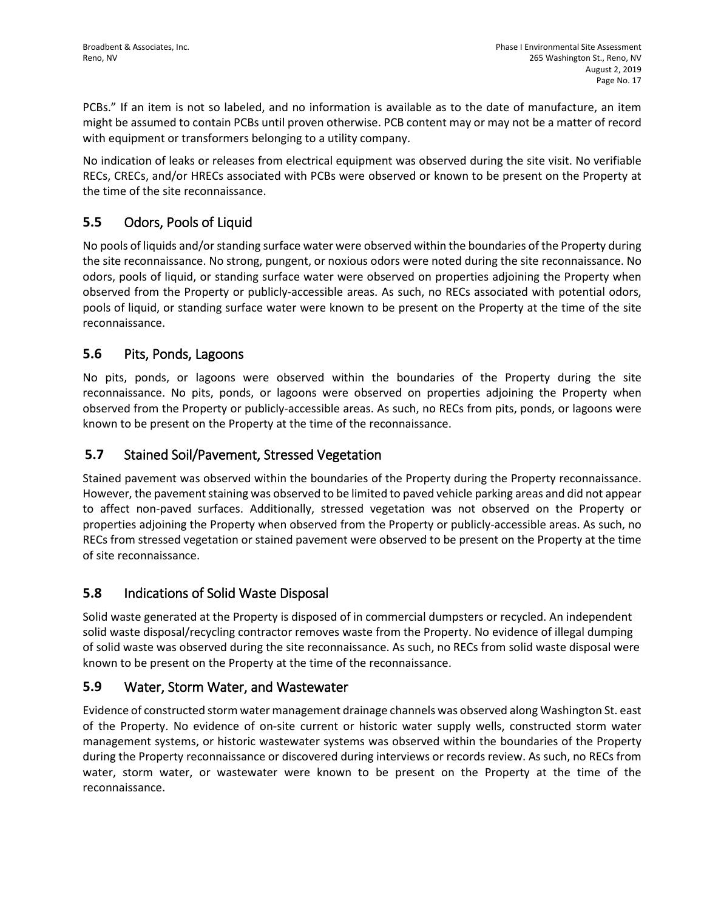PCBs." If an item is not so labeled, and no information is available as to the date of manufacture, an item might be assumed to contain PCBs until proven otherwise. PCB content may or may not be a matter of record with equipment or transformers belonging to a utility company.

No indication of leaks or releases from electrical equipment was observed during the site visit. No verifiable RECs, CRECs, and/or HRECs associated with PCBs were observed or known to be present on the Property at the time of the site reconnaissance.

## 5.5 Odors, Pools of Liquid

No pools of liquids and/or standing surface water were observed within the boundaries of the Property during the site reconnaissance. No strong, pungent, or noxious odors were noted during the site reconnaissance. No odors, pools of liquid, or standing surface water were observed on properties adjoining the Property when observed from the Property or publicly-accessible areas. As such, no RECs associated with potential odors, pools of liquid, or standing surface water were known to be present on the Property at the time of the site reconnaissance.

## 5.6 Pits, Ponds, Lagoons

No pits, ponds, or lagoons were observed within the boundaries of the Property during the site reconnaissance. No pits, ponds, or lagoons were observed on properties adjoining the Property when observed from the Property or publicly-accessible areas. As such, no RECs from pits, ponds, or lagoons were known to be present on the Property at the time of the reconnaissance.

## 5.7 Stained Soil/Pavement, Stressed Vegetation

Stained pavement was observed within the boundaries of the Property during the Property reconnaissance. However, the pavement staining was observed to be limited to paved vehicle parking areas and did not appear to affect non-paved surfaces. Additionally, stressed vegetation was not observed on the Property or properties adjoining the Property when observed from the Property or publicly-accessible areas. As such, no RECs from stressed vegetation or stained pavement were observed to be present on the Property at the time of site reconnaissance.

## 5.8 Indications of Solid Waste Disposal

Solid waste generated at the Property is disposed of in commercial dumpsters or recycled. An independent solid waste disposal/recycling contractor removes waste from the Property. No evidence of illegal dumping of solid waste was observed during the site reconnaissance. As such, no RECs from solid waste disposal were known to be present on the Property at the time of the reconnaissance.

## 5.9 Water, Storm Water, and Wastewater

Evidence of constructed storm water management drainage channels was observed along Washington St. east of the Property. No evidence of on-site current or historic water supply wells, constructed storm water management systems, or historic wastewater systems was observed within the boundaries of the Property during the Property reconnaissance or discovered during interviews or records review. As such, no RECs from water, storm water, or wastewater were known to be present on the Property at the time of the reconnaissance.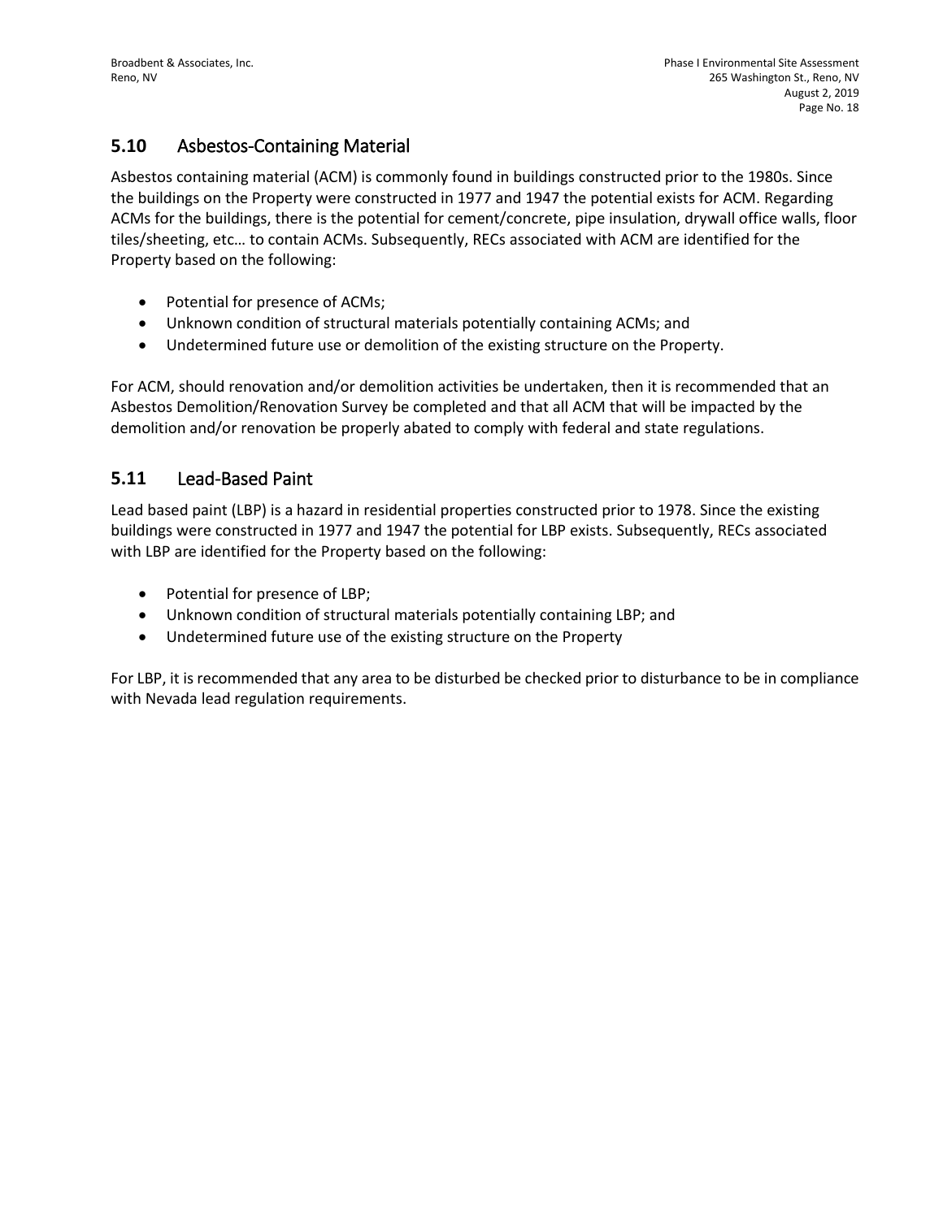## 5.10 Asbestos-Containing Material

Asbestos containing material (ACM) is commonly found in buildings constructed prior to the 1980s. Since the buildings on the Property were constructed in 1977 and 1947 the potential exists for ACM. Regarding ACMs for the buildings, there is the potential for cement/concrete, pipe insulation, drywall office walls, floor tiles/sheeting, etc… to contain ACMs. Subsequently, RECs associated with ACM are identified for the Property based on the following:

- Potential for presence of ACMs;
- Unknown condition of structural materials potentially containing ACMs; and
- Undetermined future use or demolition of the existing structure on the Property.

For ACM, should renovation and/or demolition activities be undertaken, then it is recommended that an Asbestos Demolition/Renovation Survey be completed and that all ACM that will be impacted by the demolition and/or renovation be properly abated to comply with federal and state regulations.

## 5.11 Lead-Based Paint

Lead based paint (LBP) is a hazard in residential properties constructed prior to 1978. Since the existing buildings were constructed in 1977 and 1947 the potential for LBP exists. Subsequently, RECs associated with LBP are identified for the Property based on the following:

- Potential for presence of LBP;
- Unknown condition of structural materials potentially containing LBP; and
- Undetermined future use of the existing structure on the Property

For LBP, it is recommended that any area to be disturbed be checked prior to disturbance to be in compliance with Nevada lead regulation requirements.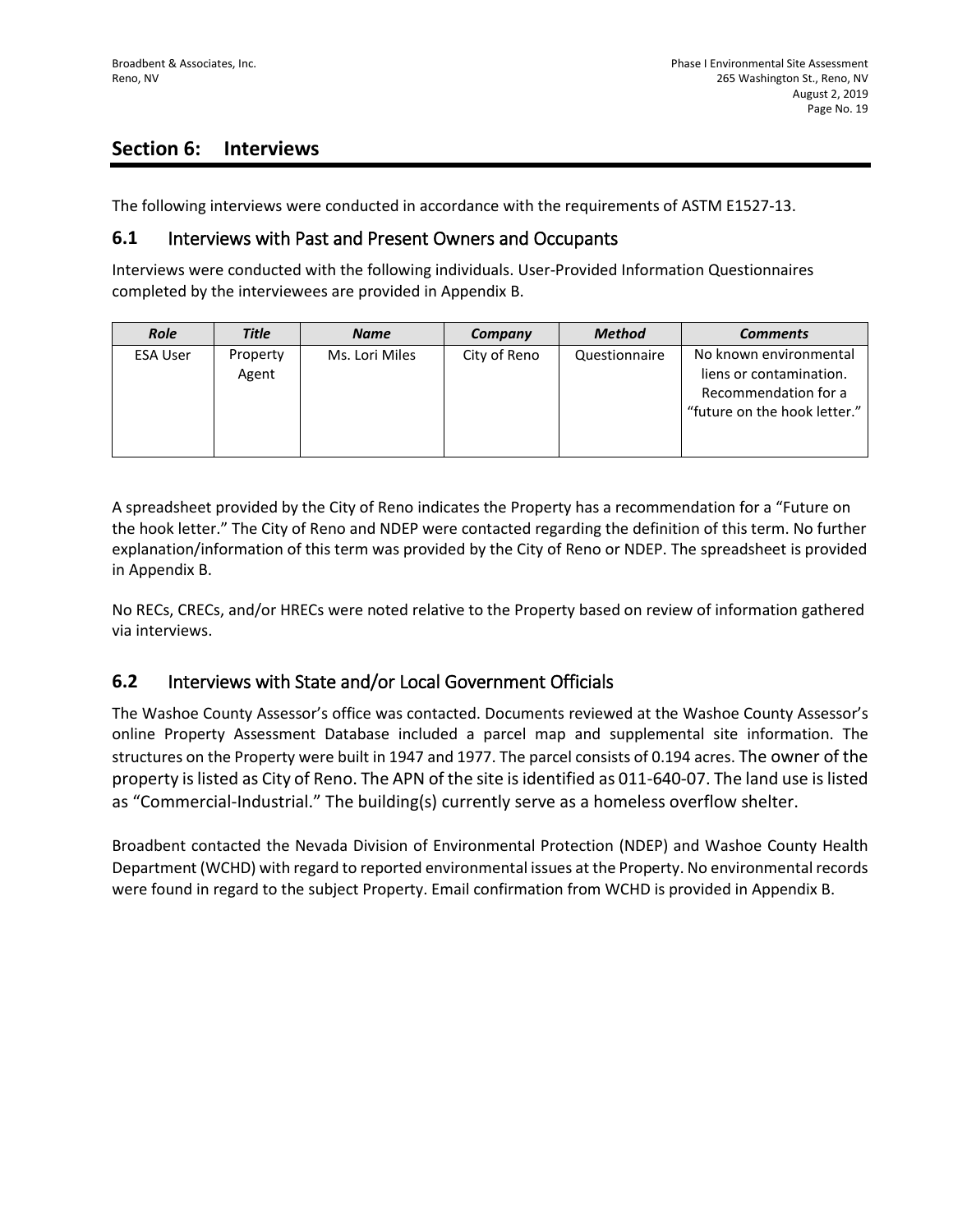## Section 6: Interviews

The following interviews were conducted in accordance with the requirements of ASTM E1527-13.

### 6.1 Interviews with Past and Present Owners and Occupants

Interviews were conducted with the following individuals. User-Provided Information Questionnaires completed by the interviewees are provided in Appendix B.

| *Role* | *Title* | *Name* | *Company* | *Method* | *Comments* |
|---|---|---|---|---|---|
| ESA User | Property Agent | Ms. Lori Miles | City of Reno | Questionnaire | No known environmental liens or contamination. Recommendation for a "future on the hook letter." |

A spreadsheet provided by the City of Reno indicates the Property has a recommendation for a "Future on the hook letter." The City of Reno and NDEP were contacted regarding the definition of this term. No further explanation/information of this term was provided by the City of Reno or NDEP. The spreadsheet is provided in Appendix B.

No RECs, CRECs, and/or HRECs were noted relative to the Property based on review of information gathered via interviews.

### 6.2 Interviews with State and/or Local Government Officials

The Washoe County Assessor's office was contacted. Documents reviewed at the Washoe County Assessor's online Property Assessment Database included a parcel map and supplemental site information. The structures on the Property were built in 1947 and 1977. The parcel consists of 0.194 acres. The owner of the property is listed as City of Reno. The APN of the site is identified as 011-640-07. The land use is listed as "Commercial-Industrial." The building(s) currently serve as a homeless overflow shelter.

Broadbent contacted the Nevada Division of Environmental Protection (NDEP) and Washoe County Health Department (WCHD) with regard to reported environmental issues at the Property. No environmental records were found in regard to the subject Property. Email confirmation from WCHD is provided in Appendix B.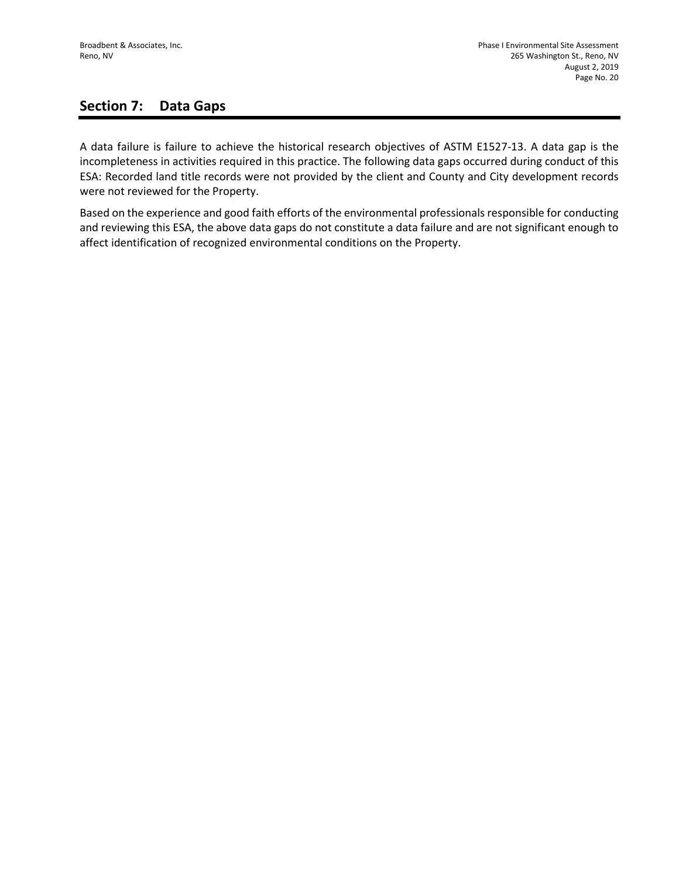## Section 7: Data Gaps

A data failure is failure to achieve the historical research objectives of ASTM E1527-13. A data gap is the incompleteness in activities required in this practice. The following data gaps occurred during conduct of this ESA: Recorded land title records were not provided by the client and County and City development records were not reviewed for the Property.

Based on the experience and good faith efforts of the environmental professionals responsible for conducting and reviewing this ESA, the above data gaps do not constitute a data failure and are not significant enough to affect identification of recognized environmental conditions on the Property.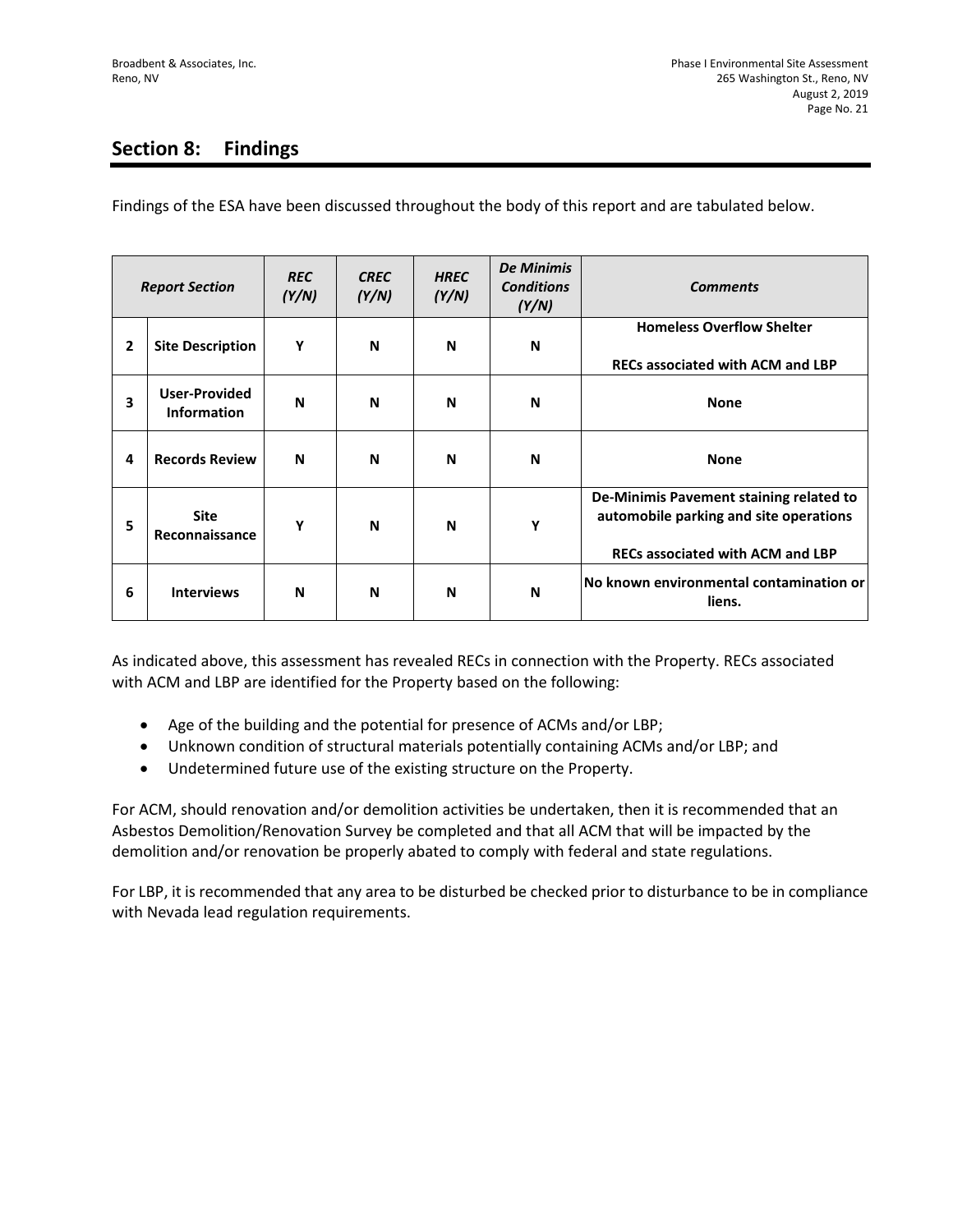## Section 8: Findings

Findings of the ESA have been discussed throughout the body of this report and are tabulated below.

| ***Report Section*** | | ***REC (Y/N)*** | ***CREC (Y/N)*** | ***HREC (Y/N)*** | ***De Minimis Conditions (Y/N)*** | ***Comments*** |
|---|---|---|---|---|---|---|
| **2** | **Site Description** | **Y** | **N** | **N** | **N** | **Homeless Overflow Shelter**<br><br>**RECs associated with ACM and LBP** |
| **3** | **User-Provided Information** | **N** | **N** | **N** | **N** | **None** |
| **4** | **Records Review** | **N** | **N** | **N** | **N** | **None** |
| **5** | **Site Reconnaissance** | **Y** | **N** | **N** | **Y** | **De-Minimis Pavement staining related to automobile parking and site operations**<br><br>**RECs associated with ACM and LBP** |
| **6** | **Interviews** | **N** | **N** | **N** | **N** | **No known environmental contamination or liens.** |

As indicated above, this assessment has revealed RECs in connection with the Property. RECs associated with ACM and LBP are identified for the Property based on the following:

- Age of the building and the potential for presence of ACMs and/or LBP;
- Unknown condition of structural materials potentially containing ACMs and/or LBP; and
- Undetermined future use of the existing structure on the Property.

For ACM, should renovation and/or demolition activities be undertaken, then it is recommended that an Asbestos Demolition/Renovation Survey be completed and that all ACM that will be impacted by the demolition and/or renovation be properly abated to comply with federal and state regulations.

For LBP, it is recommended that any area to be disturbed be checked prior to disturbance to be in compliance with Nevada lead regulation requirements.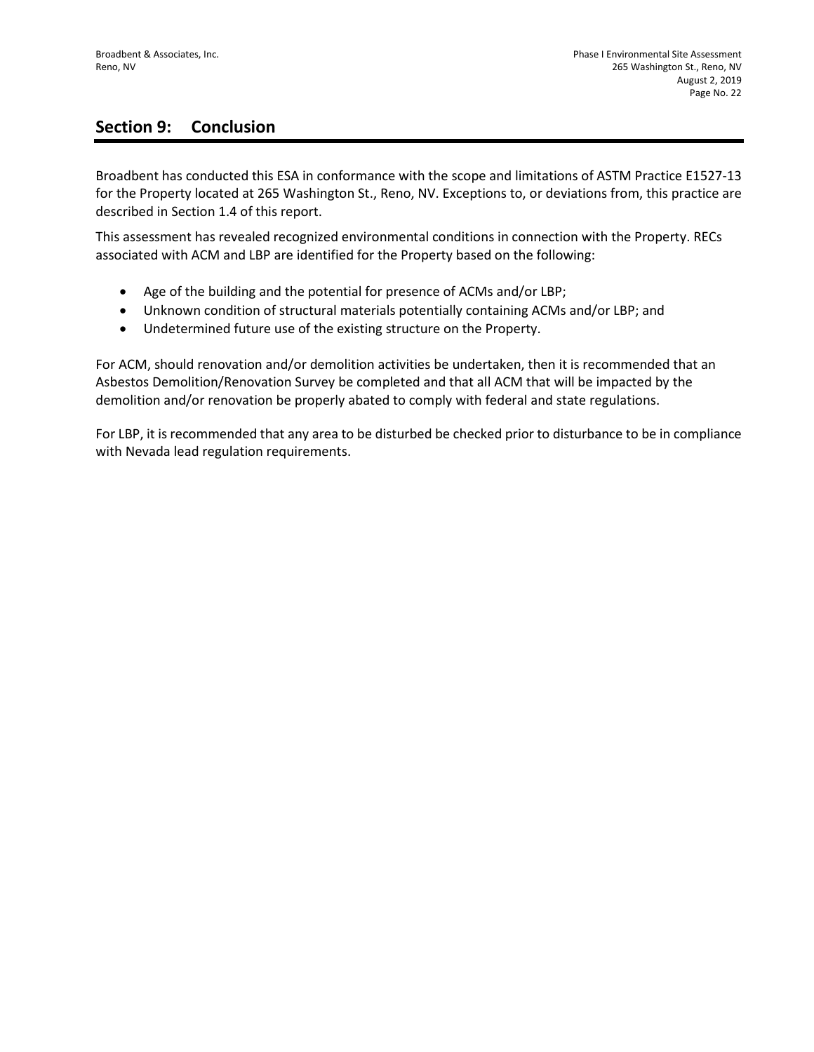## Section 9: Conclusion

Broadbent has conducted this ESA in conformance with the scope and limitations of ASTM Practice E1527-13 for the Property located at 265 Washington St., Reno, NV. Exceptions to, or deviations from, this practice are described in Section 1.4 of this report.

This assessment has revealed recognized environmental conditions in connection with the Property. RECs associated with ACM and LBP are identified for the Property based on the following:

- Age of the building and the potential for presence of ACMs and/or LBP;
- Unknown condition of structural materials potentially containing ACMs and/or LBP; and
- Undetermined future use of the existing structure on the Property.

For ACM, should renovation and/or demolition activities be undertaken, then it is recommended that an Asbestos Demolition/Renovation Survey be completed and that all ACM that will be impacted by the demolition and/or renovation be properly abated to comply with federal and state regulations.

For LBP, it is recommended that any area to be disturbed be checked prior to disturbance to be in compliance with Nevada lead regulation requirements.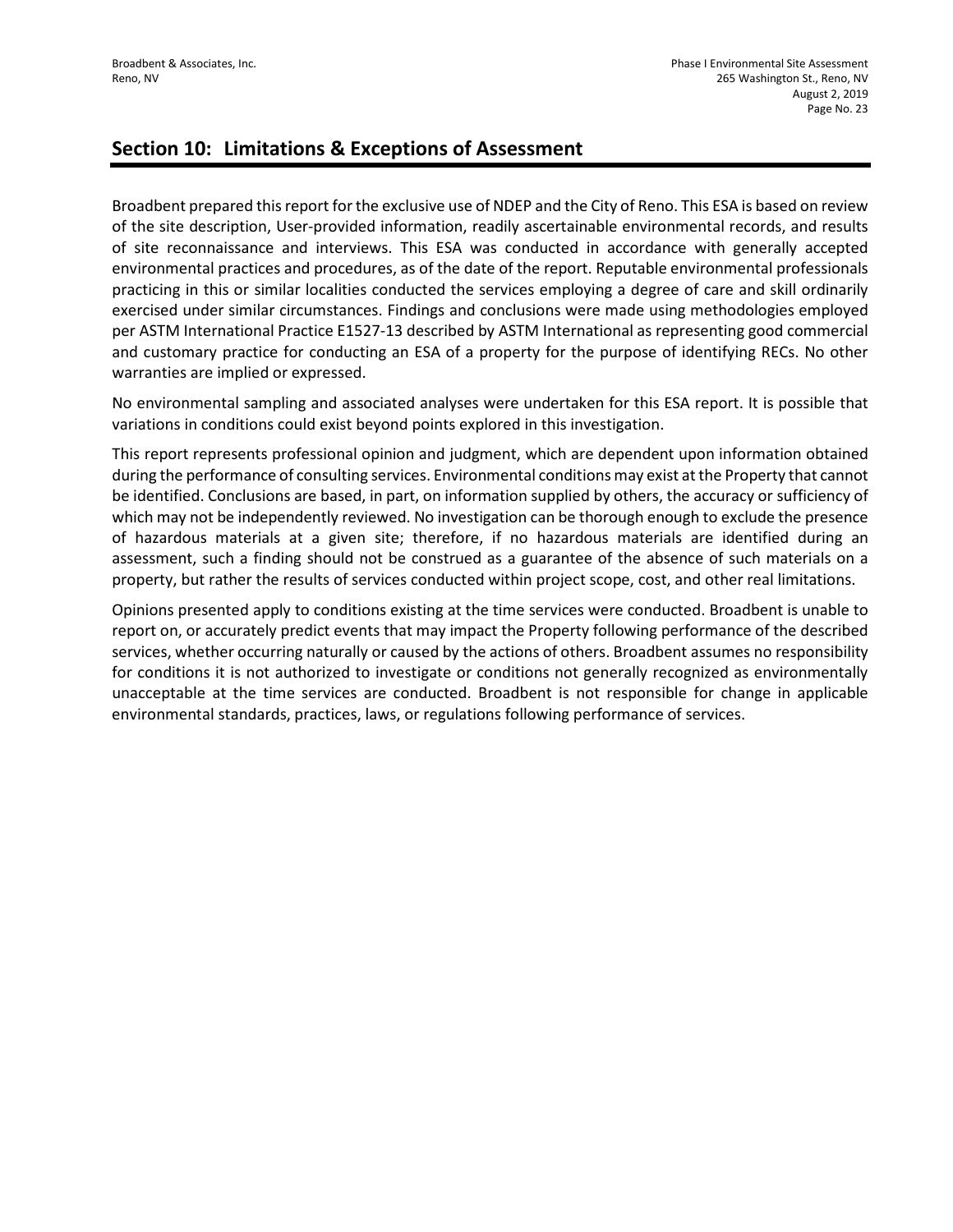## Section 10: Limitations & Exceptions of Assessment

Broadbent prepared this report for the exclusive use of NDEP and the City of Reno. This ESA is based on review of the site description, User-provided information, readily ascertainable environmental records, and results of site reconnaissance and interviews. This ESA was conducted in accordance with generally accepted environmental practices and procedures, as of the date of the report. Reputable environmental professionals practicing in this or similar localities conducted the services employing a degree of care and skill ordinarily exercised under similar circumstances. Findings and conclusions were made using methodologies employed per ASTM International Practice E1527-13 described by ASTM International as representing good commercial and customary practice for conducting an ESA of a property for the purpose of identifying RECs. No other warranties are implied or expressed.

No environmental sampling and associated analyses were undertaken for this ESA report. It is possible that variations in conditions could exist beyond points explored in this investigation.

This report represents professional opinion and judgment, which are dependent upon information obtained during the performance of consulting services. Environmental conditions may exist at the Property that cannot be identified. Conclusions are based, in part, on information supplied by others, the accuracy or sufficiency of which may not be independently reviewed. No investigation can be thorough enough to exclude the presence of hazardous materials at a given site; therefore, if no hazardous materials are identified during an assessment, such a finding should not be construed as a guarantee of the absence of such materials on a property, but rather the results of services conducted within project scope, cost, and other real limitations.

Opinions presented apply to conditions existing at the time services were conducted. Broadbent is unable to report on, or accurately predict events that may impact the Property following performance of the described services, whether occurring naturally or caused by the actions of others. Broadbent assumes no responsibility for conditions it is not authorized to investigate or conditions not generally recognized as environmentally unacceptable at the time services are conducted. Broadbent is not responsible for change in applicable environmental standards, practices, laws, or regulations following performance of services.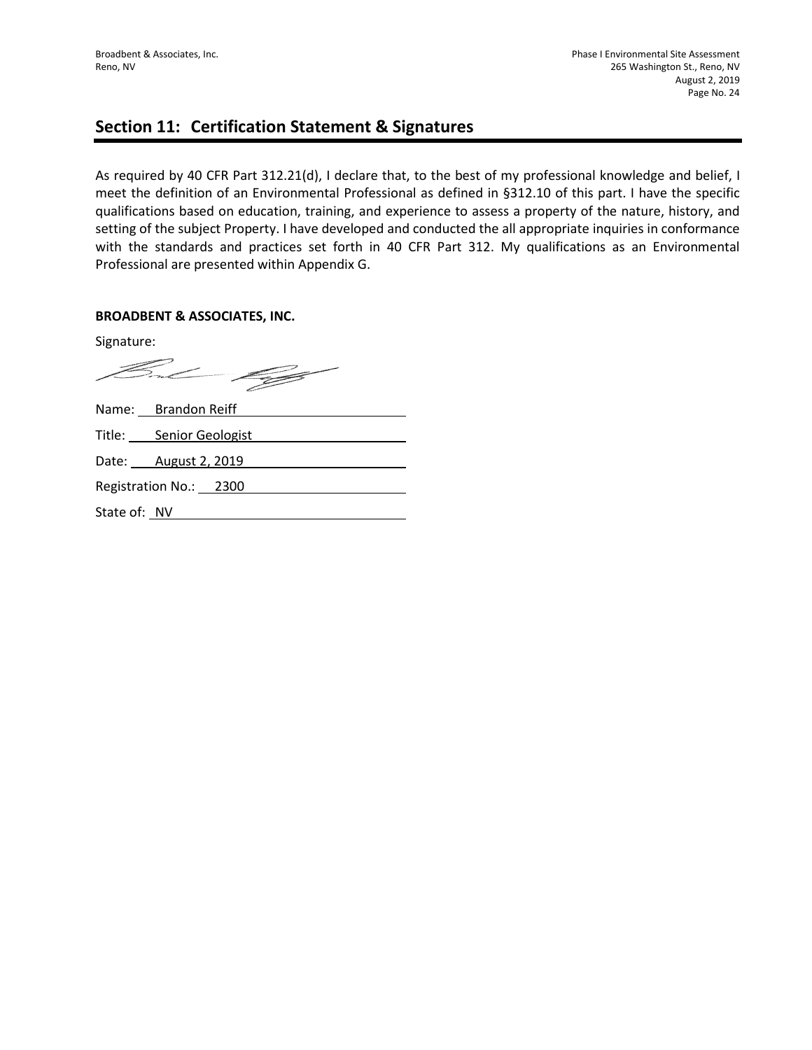## Section 11: Certification Statement & Signatures

As required by 40 CFR Part 312.21(d), I declare that, to the best of my professional knowledge and belief, I meet the definition of an Environmental Professional as defined in §312.10 of this part. I have the specific qualifications based on education, training, and experience to assess a property of the nature, history, and setting of the subject Property. I have developed and conducted the all appropriate inquiries in conformance with the standards and practices set forth in 40 CFR Part 312. My qualifications as an Environmental Professional are presented within Appendix G.

**BROADBENT & ASSOCIATES, INC.**

Signature:

Name: Brandon Reiff

Title: Senior Geologist

Date: August 2, 2019

Registration No.: 2300

State of: NV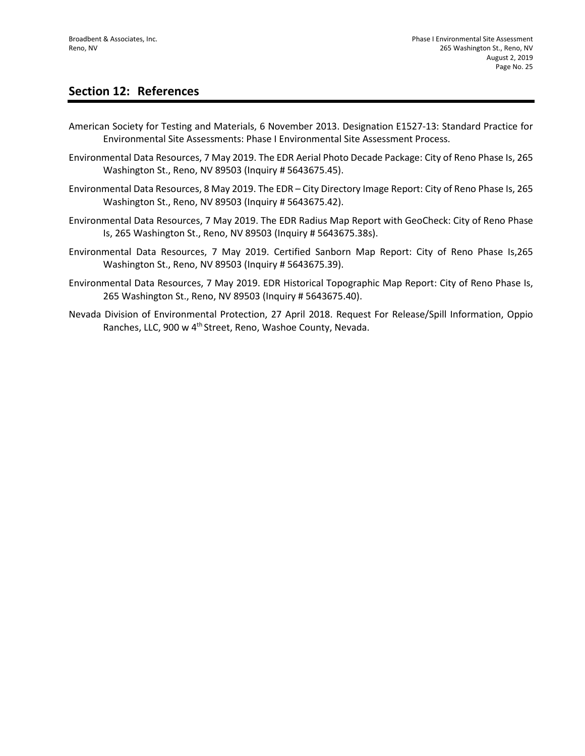## Section 12: References

American Society for Testing and Materials, 6 November 2013. Designation E1527-13: Standard Practice for Environmental Site Assessments: Phase I Environmental Site Assessment Process.

Environmental Data Resources, 7 May 2019. The EDR Aerial Photo Decade Package: City of Reno Phase Is, 265 Washington St., Reno, NV 89503 (Inquiry # 5643675.45).

Environmental Data Resources, 8 May 2019. The EDR – City Directory Image Report: City of Reno Phase Is, 265 Washington St., Reno, NV 89503 (Inquiry # 5643675.42).

Environmental Data Resources, 7 May 2019. The EDR Radius Map Report with GeoCheck: City of Reno Phase Is, 265 Washington St., Reno, NV 89503 (Inquiry # 5643675.38s).

Environmental Data Resources, 7 May 2019. Certified Sanborn Map Report: City of Reno Phase Is,265 Washington St., Reno, NV 89503 (Inquiry # 5643675.39).

Environmental Data Resources, 7 May 2019. EDR Historical Topographic Map Report: City of Reno Phase Is, 265 Washington St., Reno, NV 89503 (Inquiry # 5643675.40).

Nevada Division of Environmental Protection, 27 April 2018. Request For Release/Spill Information, Oppio Ranches, LLC, 900 w 4th Street, Reno, Washoe County, Nevada.